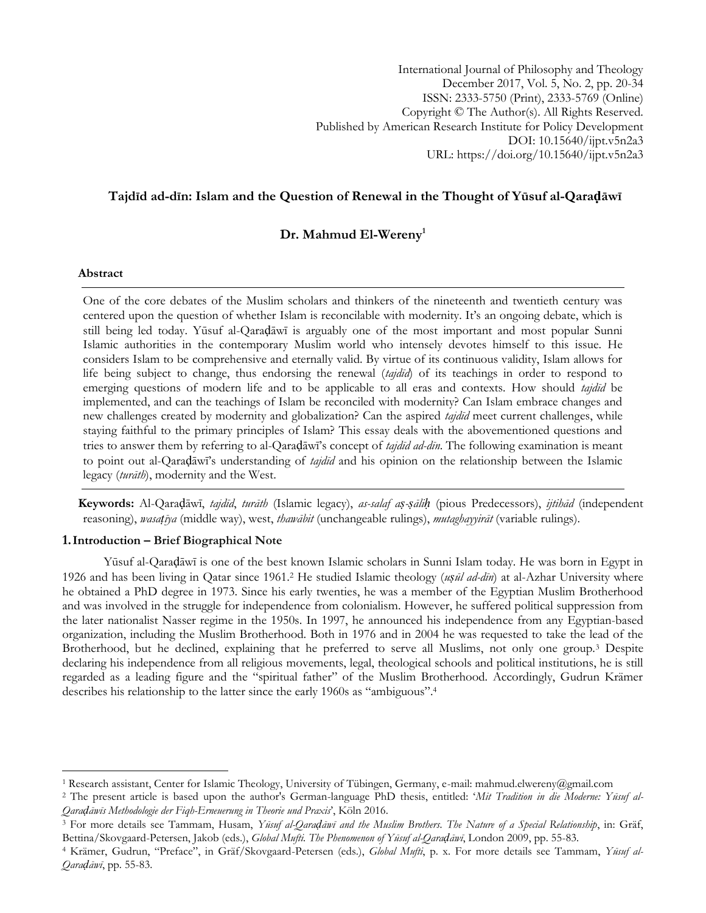# Tajdīd ad-dīn: Islam and the Question of Renewal in the Thought of Yūsuf al-Qaraḍāwī

**Dr. Mahmud El-Wereny**[1]

## Abstract

One of the core debates of the Muslim scholars and thinkers of the nineteenth and twentieth century was centered upon the question of whether Islam is reconcilable with modernity. It's an ongoing debate, which is still being led today. Yūsuf al-Qaraḍāwī is arguably one of the most important and most popular Sunni Islamic authorities in the contemporary Muslim world who intensely devotes himself to this issue. He considers Islam to be comprehensive and eternally valid. By virtue of its continuous validity, Islam allows for life being subject to change, thus endorsing the renewal (*tajdīd*) of its teachings in order to respond to emerging questions of modern life and to be applicable to all eras and contexts. How should *tajdīd* be implemented, and can the teachings of Islam be reconciled with modernity? Can Islam embrace changes and new challenges created by modernity and globalization? Can the aspired *tajdīd* meet current challenges, while staying faithful to the primary principles of Islam? This essay deals with the abovementioned questions and tries to answer them by referring to al-Qaraḍāwī's concept of *tajdīd ad-dīn*. The following examination is meant to point out al-Qaraḍāwī's understanding of *tajdīd* and his opinion on the relationship between the Islamic legacy (*turāth*), modernity and the West.

**Keywords:** Al-Qaraḍāwī, *tajdīd*, *turāth* (Islamic legacy), *as-salaf aṣ-ṣāliḥ* (pious Predecessors), *ijtihād* (independent reasoning), *wasaṭīya* (middle way), west, *thawābit* (unchangeable rulings), *mutaghayyirāt* (variable rulings).

## 1. Introduction – Brief Biographical Note

Yūsuf al-Qaraḍāwī is one of the best known Islamic scholars in Sunni Islam today. He was born in Egypt in 1926 and has been living in Qatar since 1961.[2] He studied Islamic theology (*uṣūl ad-dīn*) at al-Azhar University where he obtained a PhD degree in 1973. Since his early twenties, he was a member of the Egyptian Muslim Brotherhood and was involved in the struggle for independence from colonialism. However, he suffered political suppression from the later nationalist Nasser regime in the 1950s. In 1997, he announced his independence from any Egyptian-based organization, including the Muslim Brotherhood. Both in 1976 and in 2004 he was requested to take the lead of the Brotherhood, but he declined, explaining that he preferred to serve all Muslims, not only one group.[3] Despite declaring his independence from all religious movements, legal, theological schools and political institutions, he is still regarded as a leading figure and the "spiritual father" of the Muslim Brotherhood. Accordingly, Gudrun Krämer describes his relationship to the latter since the early 1960s as "ambiguous".[4]

---

[1] Research assistant, Center for Islamic Theology, University of Tübingen, Germany, e-mail: mahmud.elwereny@gmail.com

[2] The present article is based upon the author's German-language PhD thesis, entitled: '*Mit Tradition in die Moderne: Yūsuf al-Qaraḍāwīs Methodologie der Fiqh-Erneuerung in Theorie und Praxis*', Köln 2016.

[3] For more details see Tammam, Husam, *Yūsuf al-Qaraḍāwī and the Muslim Brothers. The Nature of a Special Relationship*, in: Gräf, Bettina/Skovgaard-Petersen, Jakob (eds.), *Global Mufti. The Phenomenon of Yūsuf al-Qaraḍāwī*, London 2009, pp. 55-83.

[4] Krämer, Gudrun, "Preface", in Gräf/Skovgaard-Petersen (eds.), *Global Mufti*, p. x. For more details see Tammam, *Yūsuf al-Qaraḍāwī*, pp. 55-83.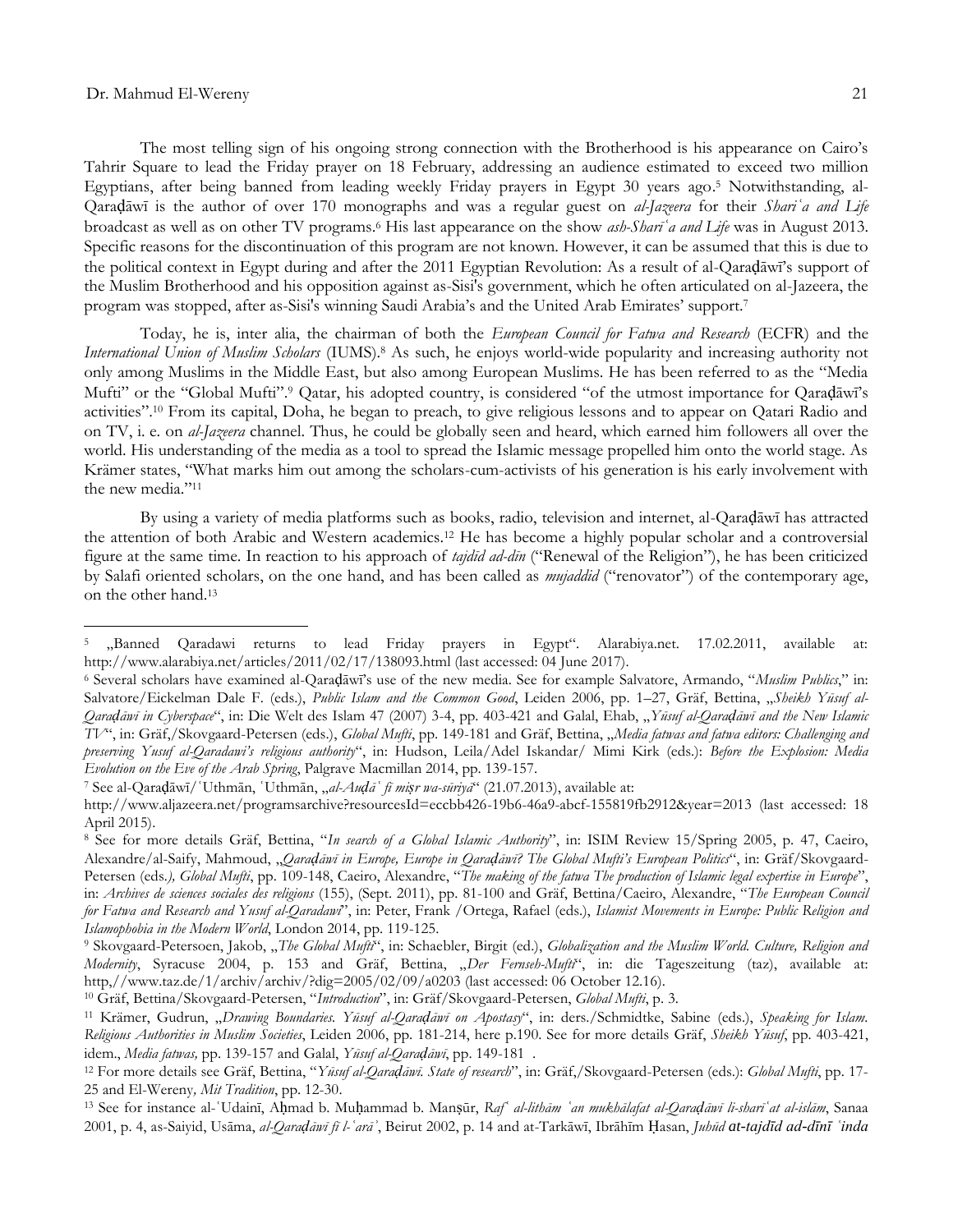The most telling sign of his ongoing strong connection with the Brotherhood is his appearance on Cairo's Tahrir Square to lead the Friday prayer on 18 February, addressing an audience estimated to exceed two million Egyptians, after being banned from leading weekly Friday prayers in Egypt 30 years ago.[5] Notwithstanding, al-Qaraḍāwī is the author of over 170 monographs and was a regular guest on *al-Jazeera* for their *Shariʿa and Life* broadcast as well as on other TV programs.[6] His last appearance on the show *ash-Sharīʿa and Life* was in August 2013. Specific reasons for the discontinuation of this program are not known. However, it can be assumed that this is due to the political context in Egypt during and after the 2011 Egyptian Revolution: As a result of al-Qaraḍāwī's support of the Muslim Brotherhood and his opposition against as-Sisi's government, which he often articulated on al-Jazeera, the program was stopped, after as-Sisi's winning Saudi Arabia's and the United Arab Emirates' support.[7]

Today, he is, inter alia, the chairman of both the *European Council for Fatwa and Research* (ECFR) and the *International Union of Muslim Scholars* (IUMS).[8] As such, he enjoys world-wide popularity and increasing authority not only among Muslims in the Middle East, but also among European Muslims. He has been referred to as the "Media Mufti" or the "Global Mufti".[9] Qatar, his adopted country, is considered "of the utmost importance for Qaraḍāwī's activities".[10] From its capital, Doha, he began to preach, to give religious lessons and to appear on Qatari Radio and on TV, i. e. on *al-Jazeera* channel. Thus, he could be globally seen and heard, which earned him followers all over the world. His understanding of the media as a tool to spread the Islamic message propelled him onto the world stage. As Krämer states, "What marks him out among the scholars-cum-activists of his generation is his early involvement with the new media."[11]

By using a variety of media platforms such as books, radio, television and internet, al-Qaraḍāwī has attracted the attention of both Arabic and Western academics.[12] He has become a highly popular scholar and a controversial figure at the same time. In reaction to his approach of *tajdīd ad-din* ("Renewal of the Religion"), he has been criticized by Salafi oriented scholars, on the one hand, and has been called as *mujaddid* ("renovator") of the contemporary age, on the other hand.[13]

---

[5] „Banned Qaradawi returns to lead Friday prayers in Egypt". Alarabiya.net. 17.02.2011, available at: http://www.alarabiya.net/articles/2011/02/17/138093.html (last accessed: 04 June 2017).

[6] Several scholars have examined al-Qaraḍāwī's use of the new media. See for example Salvatore, Armando, "*Muslim Publics*," in: Salvatore/Eickelman Dale F. (eds.), *Public Islam and the Common Good*, Leiden 2006, pp. 1–27, Gräf, Bettina, „*Sheikh Yūsuf al-Qaraḍāwī in Cyberspace*", in: Die Welt des Islam 47 (2007) 3-4, pp. 403-421 and Galal, Ehab, „*Yūsuf al-Qaraḍāwī and the New Islamic TV*", in: Gräf,/Skovgaard-Petersen (eds.), *Global Mufti*, pp. 149-181 and Gräf, Bettina, „*Media fatwas and fatwa editors: Challenging and preserving Yusuf al-Qaradawi's religious authority*", in: Hudson, Leila/Adel Iskandar/ Mimi Kirk (eds.): *Before the Explosion: Media Evolution on the Eve of the Arab Spring*, Palgrave Macmillan 2014, pp. 139-157.

[7] See al-Qaraḍāwī/ʿUthmān, ʿUthmān, „*al-Auḍāʿ fī miṣr wa-sūriyā*" (21.07.2013), available at: http://www.aljazeera.net/programsarchive?resourcesId=eccbb426-19b6-46a9-abcf-155819fb2912&year=2013 (last accessed: 18 April 2015).

[8] See for more details Gräf, Bettina, "*In search of a Global Islamic Authority*", in: ISIM Review 15/Spring 2005, p. 47, Caeiro, Alexandre/al-Saify, Mahmoud, „*Qaraḍāwī in Europe, Europe in Qaraḍāwī? The Global Mufti's European Politics*", in: Gräf/Skovgaard-Petersen (eds.*), Global Mufti*, pp. 109-148, Caeiro, Alexandre, "*The making of the fatwa The production of Islamic legal expertise in Europe*", in: *Archives de sciences sociales des religions* (155), (Sept. 2011), pp. 81-100 and Gräf, Bettina/Caeiro, Alexandre, "*The European Council for Fatwa and Research and Yusuf al-Qaradawi*", in: Peter, Frank /Ortega, Rafael (eds.), *Islamist Movements in Europe: Public Religion and Islamophobia in the Modern World*, London 2014, pp. 119-125.

[9] Skovgaard-Petersoen, Jakob, „*The Global Mufti*", in: Schaebler, Birgit (ed.), *Globalization and the Muslim World. Culture, Religion and Modernity*, Syracuse 2004, p. 153 and Gräf, Bettina, „*Der Fernseh-Mufti*", in: die Tageszeitung (taz), available at: http,//www.taz.de/1/archiv/archiv/?dig=2005/02/09/a0203 (last accessed: 06 October 12.16).

[10] Gräf, Bettina/Skovgaard-Petersen, "*Introduction*", in: Gräf/Skovgaard-Petersen, *Global Mufti*, p. 3.

[11] Krämer, Gudrun, „*Drawing Boundaries. Yūsuf al-Qaraḍāwī on Apostasy*", in: ders./Schmidtke, Sabine (eds.), *Speaking for Islam. Religious Authorities in Muslim Societies*, Leiden 2006, pp. 181-214, here p.190. See for more details Gräf, *Sheikh Yūsuf*, pp. 403-421, idem., *Media fatwas,* pp. 139-157 and Galal, *Yūsuf al-Qaraḍāwī*, pp. 149-181 .

[12] For more details see Gräf, Bettina, "*Yūsuf al-Qaraḍāwī. State of research*", in: Gräf,/Skovgaard-Petersen (eds.): *Global Mufti*, pp. 17-25 and El-Wereny*, Mit Tradition*, pp. 12-30.

[13] See for instance al-ʿUdainī, Aḥmad b. Muḥammad b. Manṣūr, *Rafʿ al-lithām ʿan mukhālafat al-Qaraḍāwī li-sharīʿat al-islām*, Sanaa 2001, p. 4, as-Saiyid, Usāma, *al-Qaraḍāwī fī l-ʿarāʾ*, Beirut 2002, p. 14 and at-Tarkāwī, Ibrāhīm Ḥasan, *Juhūd* ***at-tajdīd ad-dīnī ʿinda***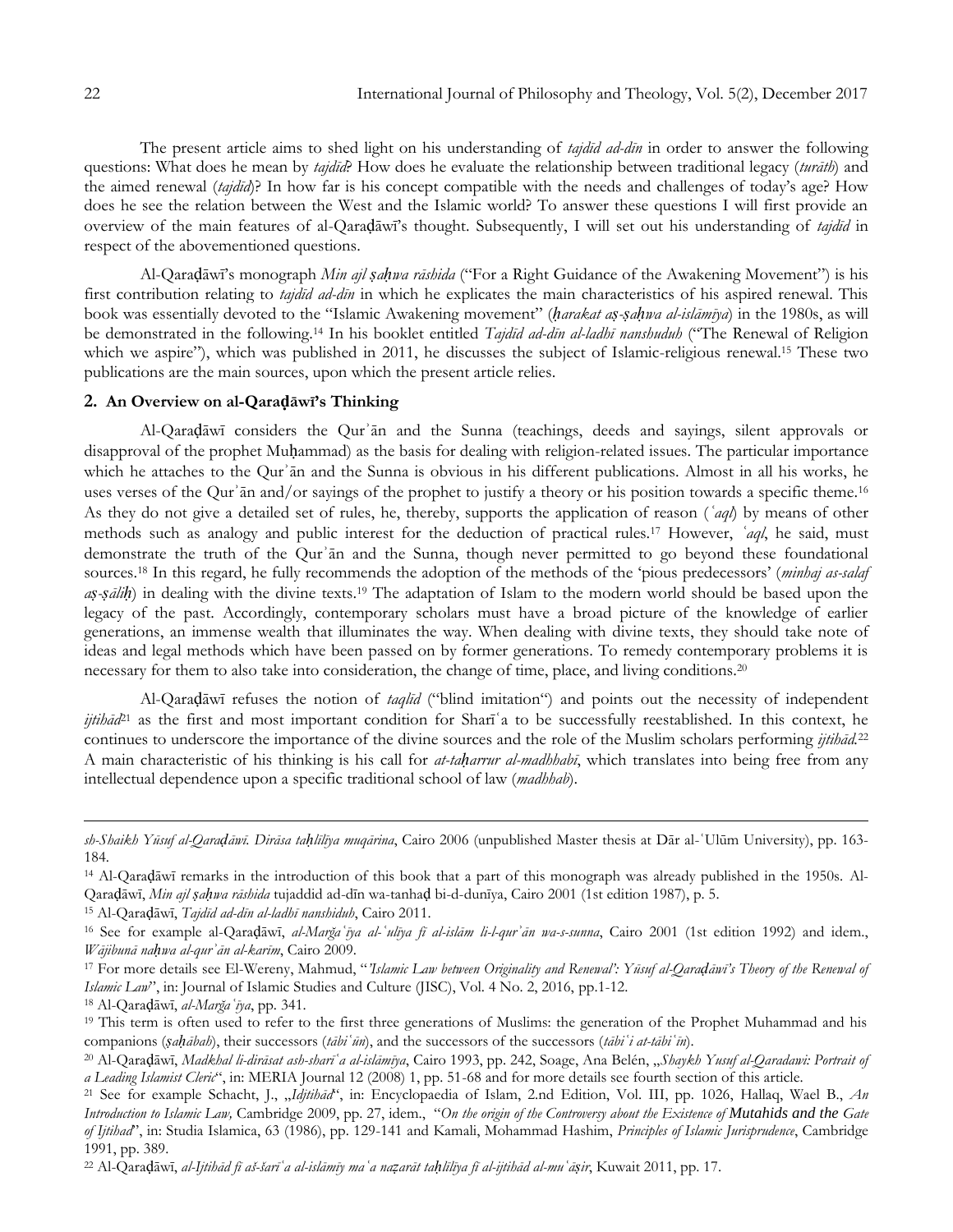The present article aims to shed light on his understanding of *tajdīd ad-dīn* in order to answer the following questions: What does he mean by *tajdīd*? How does he evaluate the relationship between traditional legacy (*turāth*) and the aimed renewal (*tajdīd*)? In how far is his concept compatible with the needs and challenges of today's age? How does he see the relation between the West and the Islamic world? To answer these questions I will first provide an overview of the main features of al-Qaraḍāwī's thought. Subsequently, I will set out his understanding of *tajdīd* in respect of the abovementioned questions.

Al-Qaraḍāwī's monograph *Min ajl ṣaḥwa rāshida* ("For a Right Guidance of the Awakening Movement") is his first contribution relating to *tajdīd ad-dīn* in which he explicates the main characteristics of his aspired renewal. This book was essentially devoted to the "Islamic Awakening movement" (*ḥarakat aṣ-ṣaḥwa al-islāmīya*) in the 1980s, as will be demonstrated in the following.[14] In his booklet entitled *Tajdīd ad-dīn al-ladhī nanshuduh* ("The Renewal of Religion which we aspire"), which was published in 2011, he discusses the subject of Islamic-religious renewal.[15] These two publications are the main sources, upon which the present article relies.

## 2. An Overview on al-Qaraḍāwī's Thinking

Al-Qaraḍāwī considers the Qurʾān and the Sunna (teachings, deeds and sayings, silent approvals or disapproval of the prophet Muḥammad) as the basis for dealing with religion-related issues. The particular importance which he attaches to the Qurʾān and the Sunna is obvious in his different publications. Almost in all his works, he uses verses of the Qurʾān and/or sayings of the prophet to justify a theory or his position towards a specific theme.[16] As they do not give a detailed set of rules, he, thereby, supports the application of reason (*ʿaql*) by means of other methods such as analogy and public interest for the deduction of practical rules.[17] However, *ʿaql*, he said, must demonstrate the truth of the Qurʾān and the Sunna, though never permitted to go beyond these foundational sources.[18] In this regard, he fully recommends the adoption of the methods of the 'pious predecessors' (*minhaj as-salaf aṣ-ṣāliḥ*) in dealing with the divine texts.[19] The adaptation of Islam to the modern world should be based upon the legacy of the past. Accordingly, contemporary scholars must have a broad picture of the knowledge of earlier generations, an immense wealth that illuminates the way. When dealing with divine texts, they should take note of ideas and legal methods which have been passed on by former generations. To remedy contemporary problems it is necessary for them to also take into consideration, the change of time, place, and living conditions.[20]

Al-Qaraḍāwī refuses the notion of *taqlīd* ("blind imitation") and points out the necessity of independent *ijtihād*[21] as the first and most important condition for Sharīʿa to be successfully reestablished. In this context, he continues to underscore the importance of the divine sources and the role of the Muslim scholars performing *ijtihād*.[22] A main characteristic of his thinking is his call for *at-taḥarrur al-madhhabī*, which translates into being free from any intellectual dependence upon a specific traditional school of law (*madhhab*).

---

*sh-Shaikh Yūsuf al-Qaraḍāwī. Dirāsa taḥlīlīya muqārina*, Cairo 2006 (unpublished Master thesis at Dār al-ʿUlūm University), pp. 163-184.

[14] Al-Qaraḍāwī remarks in the introduction of this book that a part of this monograph was already published in the 1950s. Al-Qaraḍāwī, *Min ajl ṣaḥwa rāshida* tujaddid ad-dīn wa-tanhaḍ bi-d-dunīya, Cairo 2001 (1st edition 1987), p. 5.

[15] Al-Qaraḍāwī, *Tajdīd ad-dīn al-ladhī nanshiduh*, Cairo 2011.

[16] See for example al-Qaraḍāwī, *al-Marǧaʿīya al-ʿulīya fī al-islām li-l-qurʾān wa-s-sunna*, Cairo 2001 (1st edition 1992) and idem., *Wājibunā naḥwa al-qurʾān al-karīm*, Cairo 2009.

[17] For more details see El-Wereny, Mahmud, "*'Islamic Law between Originality and Renewal': Yūsuf al-Qaraḍāwī's Theory of the Renewal of Islamic Law*", in: Journal of Islamic Studies and Culture (JISC), Vol. 4 No. 2, 2016, pp.1-12.

[18] Al-Qaraḍāwī, *al-Marǧaʿīya*, pp. 341.

[19] This term is often used to refer to the first three generations of Muslims: the generation of the Prophet Muhammad and his companions (*ṣaḥābah*), their successors (*tābiʿūn*), and the successors of the successors (*tābiʿi at-tābiʿīn*).

[20] Al-Qaraḍāwī, *Madkhal li-dirāsat ash-sharīʿa al-islāmīya*, Cairo 1993, pp. 242, Soage, Ana Belén, „*Shaykh Yusuf al-Qaradawi: Portrait of a Leading Islamist Cleric*", in: MERIA Journal 12 (2008) 1, pp. 51-68 and for more details see fourth section of this article.

[21] See for example Schacht, J., „*Idjtihād*", in: Encyclopaedia of Islam, 2.nd Edition, Vol. III, pp. 1026, Hallaq, Wael B., *An Introduction to Islamic Law,* Cambridge 2009, pp. 27, idem., "*On the origin of the Controversy about the Existence of Mutahids and the Gate of Ijtihad*", in: Studia Islamica, 63 (1986), pp. 129-141 and Kamali, Mohammad Hashim, *Principles of Islamic Jurisprudence*, Cambridge 1991, pp. 389.

[22] Al-Qaraḍāwī, *al-Ijtihād fī aš-šarīʿa al-islāmīy maʿa naẓarāt taḥlīlīya fī al-ijtihād al-muʿāṣir*, Kuwait 2011, pp. 17.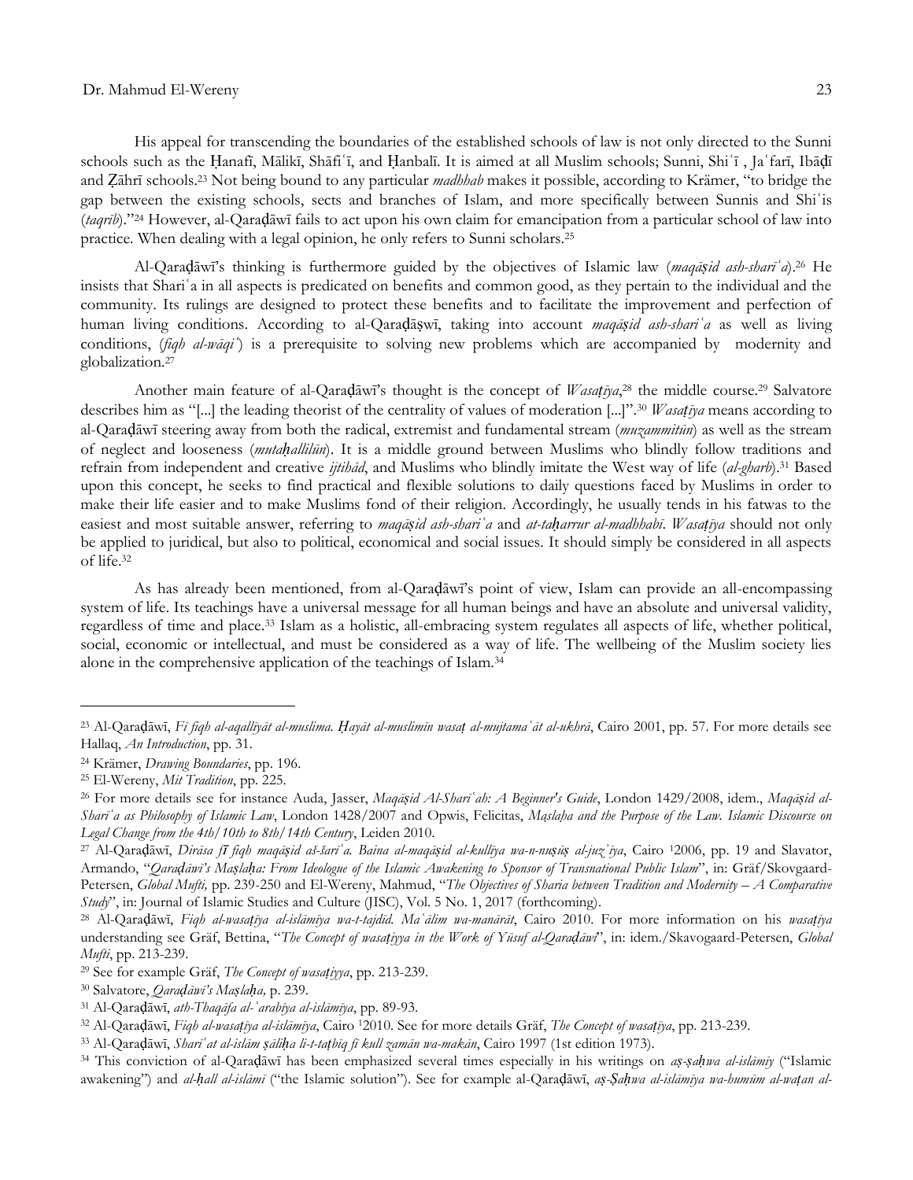His appeal for transcending the boundaries of the established schools of law is not only directed to the Sunni schools such as the Ḥanafī, Mālikī, Shāfiʿī, and Ḥanbalī. It is aimed at all Muslim schools; Sunni, Shiʿī , Jaʿfarī, Ibāḍī and Ẓāhrī schools.[23] Not being bound to any particular *madhhab* makes it possible, according to Krämer, "to bridge the gap between the existing schools, sects and branches of Islam, and more specifically between Sunnis and Shiʿis (*taqrīb*)."[24] However, al-Qaraḍāwī fails to act upon his own claim for emancipation from a particular school of law into practice. When dealing with a legal opinion, he only refers to Sunni scholars.[25]

Al-Qaraḍāwī's thinking is furthermore guided by the objectives of Islamic law (*maqāṣid ash-sharīʿa*).[26] He insists that Shariʿa in all aspects is predicated on benefits and common good, as they pertain to the individual and the community. Its rulings are designed to protect these benefits and to facilitate the improvement and perfection of human living conditions. According to al-Qaraḍāṣwī, taking into account *maqāṣid ash-sharīʿa* as well as living conditions, (*fiqh al-wāqiʿ*) is a prerequisite to solving new problems which are accompanied by modernity and globalization.[27]

Another main feature of al-Qaraḍāwī's thought is the concept of *Wasaṭīya*,[28] the middle course.[29] Salvatore describes him as "[...] the leading theorist of the centrality of values of moderation [...]".[30] *Wasaṭīya* means according to al-Qaraḍāwī steering away from both the radical, extremist and fundamental stream (*muzammitūn*) as well as the stream of neglect and looseness (*mutaḥallilūn*). It is a middle ground between Muslims who blindly follow traditions and refrain from independent and creative *ijtihād*, and Muslims who blindly imitate the West way of life (*al-gharb*).[31] Based upon this concept, he seeks to find practical and flexible solutions to daily questions faced by Muslims in order to make their life easier and to make Muslims fond of their religion. Accordingly, he usually tends in his fatwas to the easiest and most suitable answer, referring to *maqāṣid ash-sharīʿa* and *at-taḥarrur al-madhhabī*. *Wasaṭīya* should not only be applied to juridical, but also to political, economical and social issues. It should simply be considered in all aspects of life.[32]

As has already been mentioned, from al-Qaraḍāwī's point of view, Islam can provide an all-encompassing system of life. Its teachings have a universal message for all human beings and have an absolute and universal validity, regardless of time and place.[33] Islam as a holistic, all-embracing system regulates all aspects of life, whether political, social, economic or intellectual, and must be considered as a way of life. The wellbeing of the Muslim society lies alone in the comprehensive application of the teachings of Islam.[34]

---

[23] Al-Qaraḍāwī, *Fī fiqh al-aqallīyāt al-muslima. Ḥayāt al-muslimin wasaṭ al-mujtamaʿāt al-ukhrā*, Cairo 2001, pp. 57. For more details see Hallaq, *An Introduction*, pp. 31.

[24] Krämer, *Drawing Boundaries*, pp. 196.

[25] El-Wereny, *Mit Tradition*, pp. 225.

[26] For more details see for instance Auda, Jasser, *Maqāṣid Al-Sharīʿah: A Beginner's Guide*, London 1429/2008, idem., *Maqāṣid al-Sharīʿa as Philosophy of Islamic Law*, London 1428/2007 and Opwis, Felicitas, *Maṣlaha and the Purpose of the Law. Islamic Discourse on Legal Change from the 4th/10th to 8th/14th Century*, Leiden 2010.

[27] Al-Qaraḍāwī, *Dirāsa fī fiqh maqāṣid aš-šarīʿa. Baina al-maqāṣid al-kullīya wa-n-nuṣūṣ al-juzʾīya*, Cairo [1]2006, pp. 19 and Slavator, Armando, "*Qaraḍāwī's Maṣlaḥa: From Ideologue of the Islamic Awakening to Sponsor of Transnational Public Islam*", in: Gräf/Skovgaard-Petersen, *Global Mufti*, pp. 239-250 and El-Wereny, Mahmud, "*The Objectives of Sharia between Tradition and Modernity – A Comparative Study*", in: Journal of Islamic Studies and Culture (JISC), Vol. 5 No. 1, 2017 (forthcoming).

[28] Al-Qaraḍāwī, *Fiqh al-wasaṭīya al-islāmīya wa-t-tajdīd. Maʿālim wa-manārāt*, Cairo 2010. For more information on his *wasaṭīya* understanding see Gräf, Bettina, "*The Concept of wasaṭiyya in the Work of Yūsuf al-Qaraḍāwī*", in: idem./Skavogaard-Petersen, *Global Mufti*, pp. 213-239.

[29] See for example Gräf, *The Concept of wasaṭiyya*, pp. 213-239.

[30] Salvatore, *Qaraḍāwī's Maṣlaḥa,* p. 239.

[31] Al-Qaraḍāwī, *ath-Thaqāfa al-ʿarabīya al-islāmīya*, pp. 89-93.

[32] Al-Qaraḍāwī, *Fiqh al-wasaṭīya al-islāmīya*, Cairo [1]2010. See for more details Gräf, *The Concept of wasaṭīya*, pp. 213-239.

[33] Al-Qaraḍāwī, *Sharīʿat al-islām ṣāliḥa li-t-taṭbīq fī kull zamān wa-makān*, Cairo 1997 (1st edition 1973).

[34] This conviction of al-Qaraḍāwī has been emphasized several times especially in his writings on *aṣ-ṣaḥwa al-islāmīy* ("Islamic awakening") and *al-ḥall al-islāmī* ("the Islamic solution"). See for example al-Qaraḍāwī, *aṣ-Ṣaḥwa al-islāmīya wa-humūm al-waṭan al-*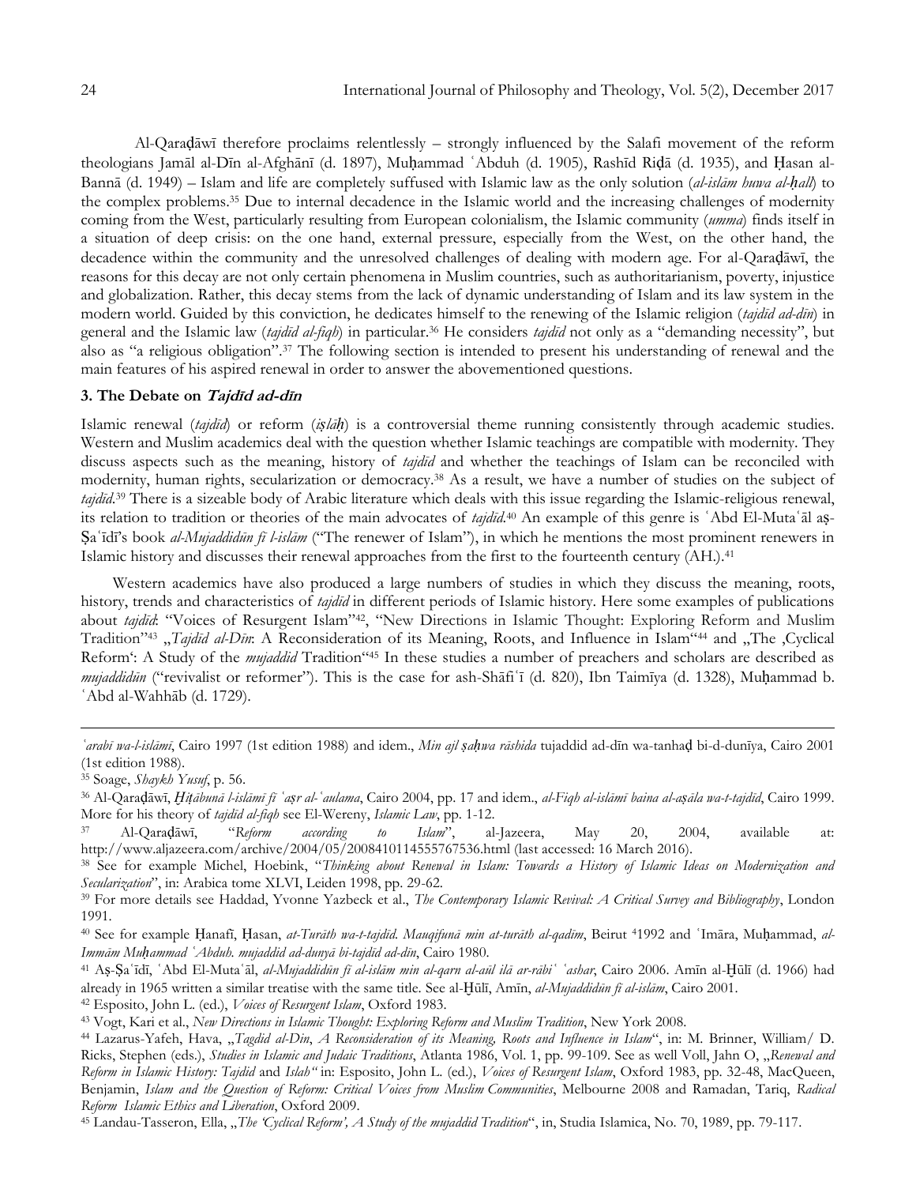Al-Qaraḍāwī therefore proclaims relentlessly – strongly influenced by the Salafi movement of the reform theologians Jamāl al-Dīn al-Afghānī (d. 1897), Muḥammad ʿAbduh (d. 1905), Rashīd Riḍā (d. 1935), and Ḥasan al-Bannā (d. 1949) – Islam and life are completely suffused with Islamic law as the only solution (*al-islām huwa al-ḥall*) to the complex problems.[35] Due to internal decadence in the Islamic world and the increasing challenges of modernity coming from the West, particularly resulting from European colonialism, the Islamic community (*umma*) finds itself in a situation of deep crisis: on the one hand, external pressure, especially from the West, on the other hand, the decadence within the community and the unresolved challenges of dealing with modern age. For al-Qaraḍāwī, the reasons for this decay are not only certain phenomena in Muslim countries, such as authoritarianism, poverty, injustice and globalization. Rather, this decay stems from the lack of dynamic understanding of Islam and its law system in the modern world. Guided by this conviction, he dedicates himself to the renewing of the Islamic religion (*tajdīd ad-dīn*) in general and the Islamic law (*tajdīd al-fiqh*) in particular.[36] He considers *tajdīd* not only as a "demanding necessity", but also as "a religious obligation".[37] The following section is intended to present his understanding of renewal and the main features of his aspired renewal in order to answer the abovementioned questions.

## 3. The Debate on *Tajdīd ad-dīn*

Islamic renewal (*tajdīd*) or reform (*iṣlāḥ*) is a controversial theme running consistently through academic studies. Western and Muslim academics deal with the question whether Islamic teachings are compatible with modernity. They discuss aspects such as the meaning, history of *tajdīd* and whether the teachings of Islam can be reconciled with modernity, human rights, secularization or democracy.[38] As a result, we have a number of studies on the subject of *tajdīd*.[39] There is a sizeable body of Arabic literature which deals with this issue regarding the Islamic-religious renewal, its relation to tradition or theories of the main advocates of *tajdīd*.[40] An example of this genre is ʿAbd El-Mutaʿāl aṣ-Ṣaʿīdī's book *al-Mujaddidūn fī l-islām* ("The renewer of Islam"), in which he mentions the most prominent renewers in Islamic history and discusses their renewal approaches from the first to the fourteenth century (AH.).[41]

Western academics have also produced a large numbers of studies in which they discuss the meaning, roots, history, trends and characteristics of *tajdīd* in different periods of Islamic history. Here some examples of publications about *tajdīd*: "Voices of Resurgent Islam"[42], "New Directions in Islamic Thought: Exploring Reform and Muslim Tradition"[43] „*Tajdīd al-Dīn*: A Reconsideration of its Meaning, Roots, and Influence in Islam"[44] and „The ‚Cyclical Reform': A Study of the *mujaddid* Tradition"[45] In these studies a number of preachers and scholars are described as *mujaddidūn* ("revivalist or reformer"). This is the case for ash-Shāfiʿī (d. 820), Ibn Taimīya (d. 1328), Muḥammad b. ʿAbd al-Wahhāb (d. 1729).

---

*ʿarabī wa-l-islāmī*, Cairo 1997 (1st edition 1988) and idem., *Min ajl ṣaḥwa rāshida* tujaddid ad-dīn wa-tanhaḍ bi-d-dunīya, Cairo 2001 (1st edition 1988).

[35] Soage, *Shaykh Yusuf*, p. 56.

[36] Al-Qaraḍāwī, *Ḫiṭābunā l-islāmī fī ʿaṣr al-ʿaulama*, Cairo 2004, pp. 17 and idem., *al-Fiqh al-islāmī baina al-aṣāla wa-t-tajdīd*, Cairo 1999. More for his theory of *tajdīd al-fiqh* see El-Wereny, *Islamic Law*, pp. 1-12.

[37] Al-Qaraḍāwī, "*Reform according to Islam*", al-Jazeera, May 20, 2004, available at: http://www.aljazeera.com/archive/2004/05/2008410114555767536.html (last accessed: 16 March 2016).

[38] See for example Michel, Hoebink, "*Thinking about Renewal in Islam: Towards a History of Islamic Ideas on Modernization and Secularization*", in: Arabica tome XLVI, Leiden 1998, pp. 29-62.

[39] For more details see Haddad, Yvonne Yazbeck et al., *The Contemporary Islamic Revival: A Critical Survey and Bibliography*, London 1991.

[40] See for example Ḥanafī, Ḥasan, *at-Turāth wa-t-tajdīd. Mauqifunā min at-turāth al-qadīm*, Beirut 41992 and ʿImāra, Muḥammad, *al-Immām Muḥammad ʿAbduh. mujaddid ad-dunyā bi-tajdīd ad-dīn*, Cairo 1980.

[41] Aṣ-Ṣaʿīdī, ʿAbd El-Mutaʿāl, *al-Mujaddidūn fī al-islām min al-qarn al-aūl ilā ar-rābiʿ ʿashar*, Cairo 2006. Amīn al-Ḫūlī (d. 1966) had already in 1965 written a similar treatise with the same title. See al-Ḫūlī, Amīn, *al-Mujaddidūn fī al-islām*, Cairo 2001.

[42] Esposito, John L. (ed.), *Voices of Resurgent Islam*, Oxford 1983.

[43] Vogt, Kari et al., *New Directions in Islamic Thought: Exploring Reform and Muslim Tradition*, New York 2008.

[44] Lazarus-Yafeh, Hava, „*Tagdid al-Din*, *A Reconsideration of its Meaning, Roots and Influence in Islam*", in: M. Brinner, William/ D. Ricks, Stephen (eds.), *Studies in Islamic and Judaic Traditions*, Atlanta 1986, Vol. 1, pp. 99-109. See as well Voll, Jahn O, „*Renewal and Reform in Islamic History: Tajdid* and *Islah"* in: Esposito, John L. (ed.), *Voices of Resurgent Islam*, Oxford 1983, pp. 32-48, MacQueen, Benjamin, *Islam and the Question of Reform: Critical Voices from Muslim Communities*, Melbourne 2008 and Ramadan, Tariq, *Radical Reform Islamic Ethics and Liberation*, Oxford 2009.

[45] Landau-Tasseron, Ella, „*The 'Cyclical Reform', A Study of the mujaddid Tradition*", in, Studia Islamica, No. 70, 1989, pp. 79-117.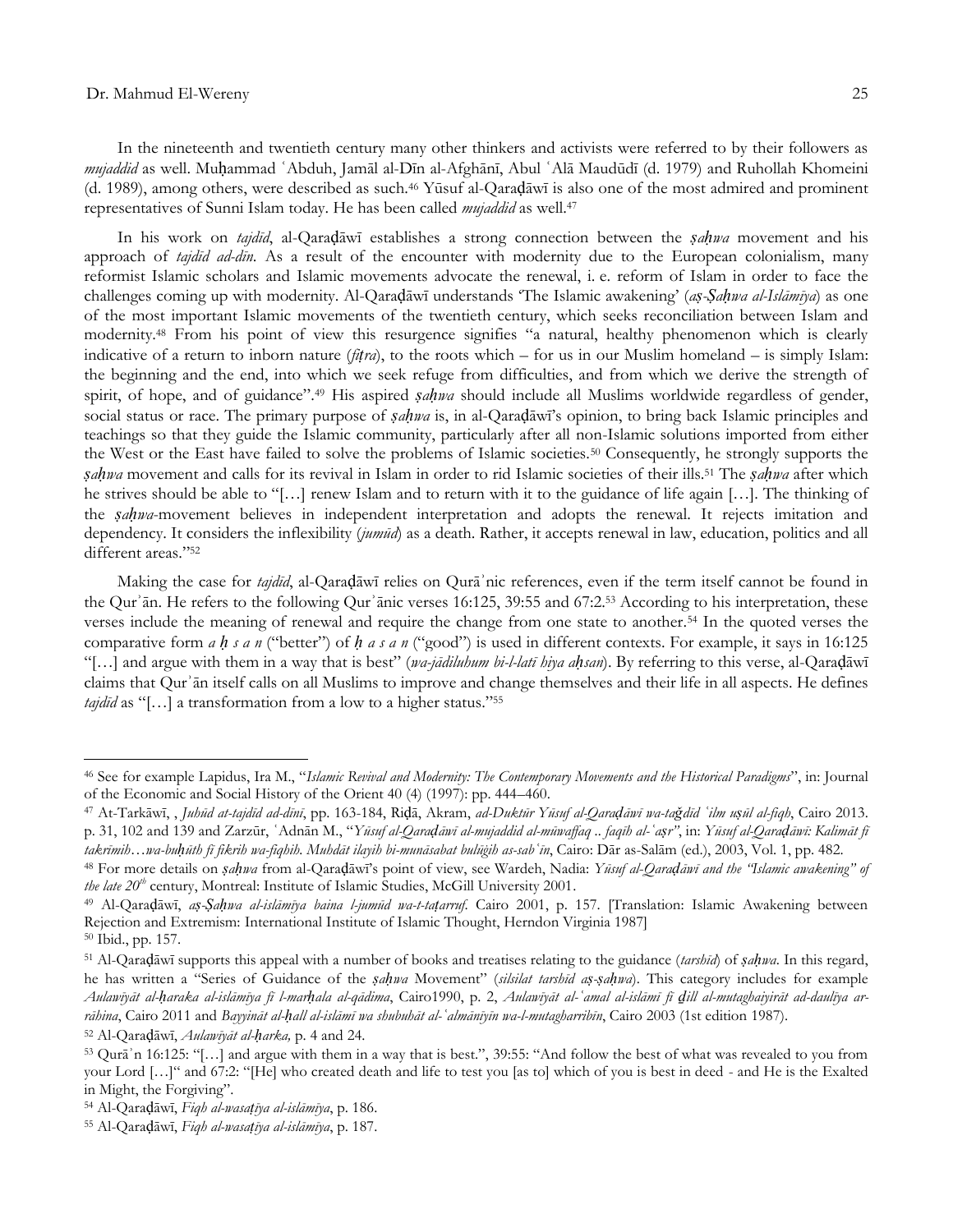In the nineteenth and twentieth century many other thinkers and activists were referred to by their followers as *mujaddid* as well. Muḥammad ʿAbduh, Jamāl al-Dīn al-Afghānī, Abul ʿAlā Maudūdī (d. 1979) and Ruhollah Khomeini (d. 1989), among others, were described as such.[46] Yūsuf al-Qaraḍāwī is also one of the most admired and prominent representatives of Sunni Islam today. He has been called *mujaddid* as well.[47]

In his work on *tajdīd*, al-Qaraḍāwī establishes a strong connection between the *ṣaḥwa* movement and his approach of *tajdīd ad-dīn*. As a result of the encounter with modernity due to the European colonialism, many reformist Islamic scholars and Islamic movements advocate the renewal, i. e. reform of Islam in order to face the challenges coming up with modernity. Al-Qaraḍāwī understands 'The Islamic awakening' (*aṣ-Ṣaḥwa al-Islāmīya*) as one of the most important Islamic movements of the twentieth century, which seeks reconciliation between Islam and modernity.[48] From his point of view this resurgence signifies "a natural, healthy phenomenon which is clearly indicative of a return to inborn nature (*fiṭra*), to the roots which – for us in our Muslim homeland – is simply Islam: the beginning and the end, into which we seek refuge from difficulties, and from which we derive the strength of spirit, of hope, and of guidance".[49] His aspired *ṣaḥwa* should include all Muslims worldwide regardless of gender, social status or race. The primary purpose of *ṣaḥwa* is, in al-Qaraḍāwī's opinion, to bring back Islamic principles and teachings so that they guide the Islamic community, particularly after all non-Islamic solutions imported from either the West or the East have failed to solve the problems of Islamic societies.[50] Consequently, he strongly supports the *ṣaḥwa* movement and calls for its revival in Islam in order to rid Islamic societies of their ills.[51] The *ṣaḥwa* after which he strives should be able to "[…] renew Islam and to return with it to the guidance of life again […]. The thinking of the *ṣaḥwa*-movement believes in independent interpretation and adopts the renewal. It rejects imitation and dependency. It considers the inflexibility (*jumūd*) as a death. Rather, it accepts renewal in law, education, politics and all different areas."[52]

Making the case for *tajdīd*, al-Qaraḍāwī relies on Qurāʾnic references, even if the term itself cannot be found in the Qurʾān. He refers to the following Qurʾānic verses 16:125, 39:55 and 67:2.[53] According to his interpretation, these verses include the meaning of renewal and require the change from one state to another.[54] In the quoted verses the comparative form *a ḥ s a n* ("better") of *ḥ a s a n* ("good") is used in different contexts. For example, it says in 16:125 "[…] and argue with them in a way that is best" (*wa-jādiluhum bi-l-latī hiya aḥsan*). By referring to this verse, al-Qaraḍāwī claims that Qurʾān itself calls on all Muslims to improve and change themselves and their life in all aspects. He defines *tajdīd* as "[…] a transformation from a low to a higher status."[55]

---

[46] See for example Lapidus, Ira M., "*Islamic Revival and Modernity: The Contemporary Movements and the Historical Paradigms*", in: Journal of the Economic and Social History of the Orient 40 (4) (1997): pp. 444–460.

[47] At-Tarkāwī, , *Juhūd at-tajdīd ad-dīnī*, pp. 163-184, Riḍā, Akram, *ad-Duktūr Yūsuf al-Qaraḍāwī wa-taǧdīd ʿilm uṣūl al-fiqh*, Cairo 2013. p. 31, 102 and 139 and Zarzūr, ʿAdnān M., "*Yūsuf al-Qaraḍāwī al-mujaddid al-mūwaffaq .. faqīh al-ʿaṣr*", in: *Yūsuf al-Qaraḍāwī: Kalimāt fī takrīmih…wa-buḥūth fī fikrih wa-fiqhih. Muhdāt ilayih bi-munāsabat bulūġih as-sabʿīn*, Cairo: Dār as-Salām (ed.), 2003, Vol. 1, pp. 482.

[48] For more details on *ṣaḥwa* from al-Qaraḍāwī's point of view, see Wardeh, Nadia: *Yūsuf al-Qaraḍāwī and the "Islamic awakening" of the late 20th* century, Montreal: Institute of Islamic Studies, McGill University 2001.

[49] Al-Qaraḍāwī, *aṣ-Ṣaḥwa al-islāmīya baina l-jumūd wa-t-taṭarruf*. Cairo 2001, p. 157. [Translation: Islamic Awakening between Rejection and Extremism: International Institute of Islamic Thought, Herndon Virginia 1987]

[50] Ibid., pp. 157.

[51] Al-Qaraḍāwī supports this appeal with a number of books and treatises relating to the guidance (*tarshīd*) of *ṣaḥwa*. In this regard, he has written a "Series of Guidance of the *ṣaḥwa* Movement" (*silsilat tarshīd aṣ-ṣaḥwa*). This category includes for example *Aulawīyāt al-ḥaraka al-islāmīya fī l-marḥala al-qādima*, Cairo1990, p. 2, *Aulawīyāt al-ʿamal al-islāmī fī ḏill al-mutaghaiyirāt ad-daulīya ar-rāhina*, Cairo 2011 and *Bayyināt al-ḥall al-islāmī wa shubuhāt al-ʿalmānīyīn wa-l-mutagharribīn*, Cairo 2003 (1st edition 1987).

[52] Al-Qaraḍāwī, *Aulawīyāt al-ḥarka*, p. 4 and 24.

[53] Qurāʾn 16:125: "[…] and argue with them in a way that is best.", 39:55: "And follow the best of what was revealed to you from your Lord […]" and 67:2: "[He] who created death and life to test you [as to] which of you is best in deed - and He is the Exalted in Might, the Forgiving".

[54] Al-Qaraḍāwī, *Fiqh al-wasaṭīya al-islāmīya*, p. 186.

[55] Al-Qaraḍāwī, *Fiqh al-wasaṭīya al-islāmīya*, p. 187.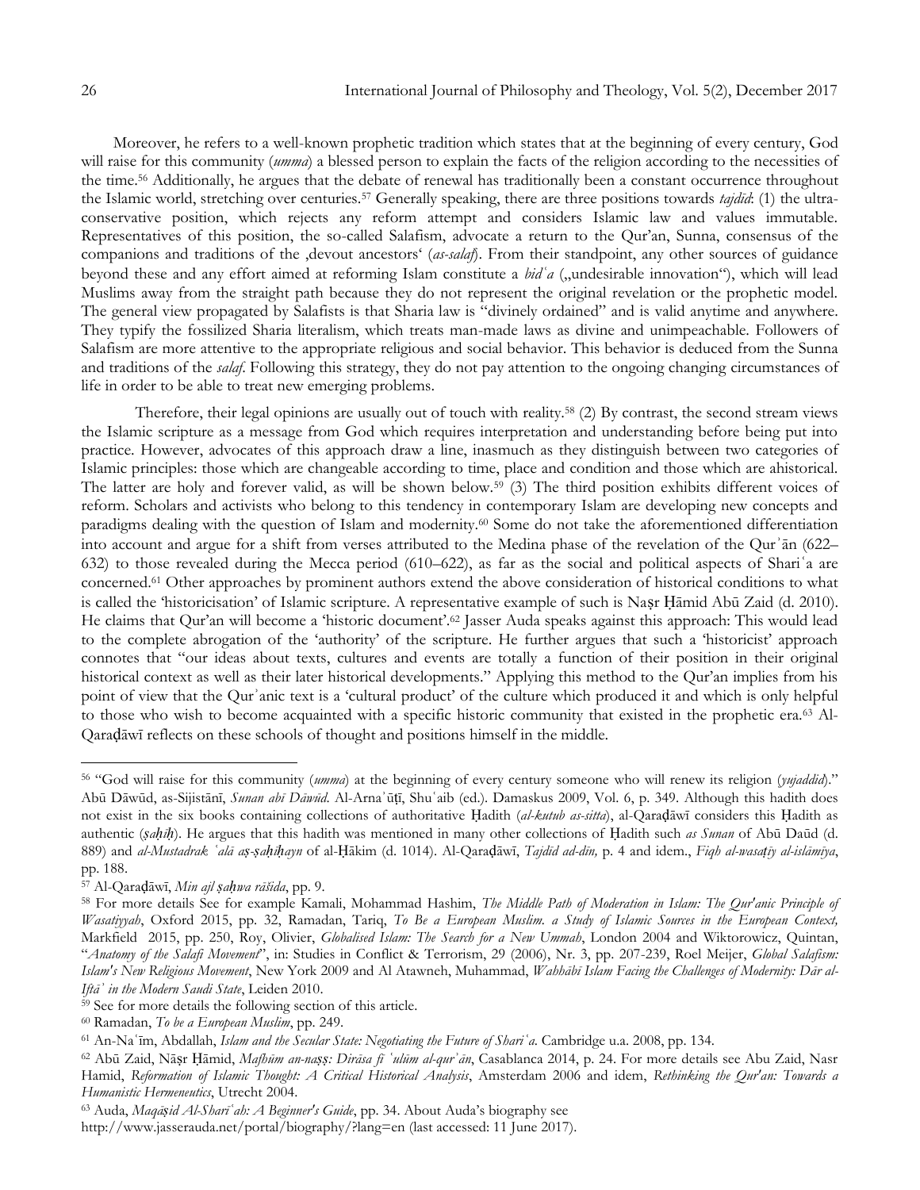Moreover, he refers to a well-known prophetic tradition which states that at the beginning of every century, God will raise for this community (*umma*) a blessed person to explain the facts of the religion according to the necessities of the time.[56] Additionally, he argues that the debate of renewal has traditionally been a constant occurrence throughout the Islamic world, stretching over centuries.[57] Generally speaking, there are three positions towards *tajdīd*: (1) the ultra-conservative position, which rejects any reform attempt and considers Islamic law and values immutable. Representatives of this position, the so-called Salafism, advocate a return to the Qur'an, Sunna, consensus of the companions and traditions of the ‚devout ancestors' (*as-salaf*). From their standpoint, any other sources of guidance beyond these and any effort aimed at reforming Islam constitute a *bidʿa* („undesirable innovation"), which will lead Muslims away from the straight path because they do not represent the original revelation or the prophetic model. The general view propagated by Salafists is that Sharia law is "divinely ordained" and is valid anytime and anywhere. They typify the fossilized Sharia literalism, which treats man-made laws as divine and unimpeachable. Followers of Salafism are more attentive to the appropriate religious and social behavior. This behavior is deduced from the Sunna and traditions of the *salaf*. Following this strategy, they do not pay attention to the ongoing changing circumstances of life in order to be able to treat new emerging problems.

Therefore, their legal opinions are usually out of touch with reality.[58] (2) By contrast, the second stream views the Islamic scripture as a message from God which requires interpretation and understanding before being put into practice. However, advocates of this approach draw a line, inasmuch as they distinguish between two categories of Islamic principles: those which are changeable according to time, place and condition and those which are ahistorical. The latter are holy and forever valid, as will be shown below.[59] (3) The third position exhibits different voices of reform. Scholars and activists who belong to this tendency in contemporary Islam are developing new concepts and paradigms dealing with the question of Islam and modernity.[60] Some do not take the aforementioned differentiation into account and argue for a shift from verses attributed to the Medina phase of the revelation of the Qurʾān (622–632) to those revealed during the Mecca period (610–622), as far as the social and political aspects of Shariʿa are concerned.[61] Other approaches by prominent authors extend the above consideration of historical conditions to what is called the 'historicisation' of Islamic scripture. A representative example of such is Naṣr Ḥāmid Abū Zaid (d. 2010). He claims that Qur'an will become a 'historic document'.[62] Jasser Auda speaks against this approach: This would lead to the complete abrogation of the 'authority' of the scripture. He further argues that such a 'historicist' approach connotes that "our ideas about texts, cultures and events are totally a function of their position in their original historical context as well as their later historical developments." Applying this method to the Qur'an implies from his point of view that the Qurʾanic text is a 'cultural product' of the culture which produced it and which is only helpful to those who wish to become acquainted with a specific historic community that existed in the prophetic era.[63] Al-Qaraḍāwī reflects on these schools of thought and positions himself in the middle.

---

[56] "God will raise for this community (*umma*) at the beginning of every century someone who will renew its religion (*yujaddid*)." Abū Dāwūd, as-Sijistānī, *Sunan abī Dāwūd*. Al-Arnaʾūṭī, Shuʿaib (ed.). Damaskus 2009, Vol. 6, p. 349. Although this hadith does not exist in the six books containing collections of authoritative Ḥadith (*al-kutub as-sitta*), al-Qaraḍāwī considers this Ḥadith as authentic (*ṣaḥīḥ*). He argues that this hadith was mentioned in many other collections of Ḥadith such *as Sunan* of Abū Daūd (d. 889) and *al-Mustadrak ʿalā aṣ-ṣaḥīḥayn* of al-Ḥākim (d. 1014). Al-Qaraḍāwī, *Tajdīd ad-dīn,* p. 4 and idem., *Fiqh al-wasaṭiy al-islāmīya*, pp. 188.

[57] Al-Qaraḍāwī, *Min ajl ṣaḥwa rāšida*, pp. 9.

[58] For more details See for example Kamali, Mohammad Hashim, *The Middle Path of Moderation in Islam: The Qur'anic Principle of Wasatiyyah*, Oxford 2015, pp. 32, Ramadan, Tariq, *To Be a European Muslim. a Study of Islamic Sources in the European Context,* Markfield 2015, pp. 250, Roy, Olivier, *Globalised Islam: The Search for a New Ummah*, London 2004 and Wiktorowicz, Quintan, "*Anatomy of the Salafi Movement*", in: Studies in Conflict & Terrorism, 29 (2006), Nr. 3, pp. 207-239, Roel Meijer, *Global Salafism: Islam's New Religious Movement*, New York 2009 and Al Atawneh, Muhammad, *Wahhābī Islam Facing the Challenges of Modernity: Dār al-Iftāʾ in the Modern Saudi State*, Leiden 2010.

[59] See for more details the following section of this article.

[60] Ramadan, *To be a European Muslim*, pp. 249.

[61] An-Naʿīm, Abdallah, *Islam and the Secular State: Negotiating the Future of Shariʿa*. Cambridge u.a. 2008, pp. 134.

[62] Abū Zaid, Nāṣr Ḥāmid, *Mafhūm an-naṣṣ: Dirāsa fī ʿulūm al-qurʾān*, Casablanca 2014, p. 24. For more details see Abu Zaid, Nasr Hamid, *Reformation of Islamic Thought: A Critical Historical Analysis*, Amsterdam 2006 and idem, *Rethinking the Qur'an: Towards a Humanistic Hermeneutics*, Utrecht 2004.

[63] Auda, *Maqāṣid Al-Sharīʿah: A Beginner's Guide*, pp. 34. About Auda's biography see http://www.jasserauda.net/portal/biography/?lang=en (last accessed: 11 June 2017).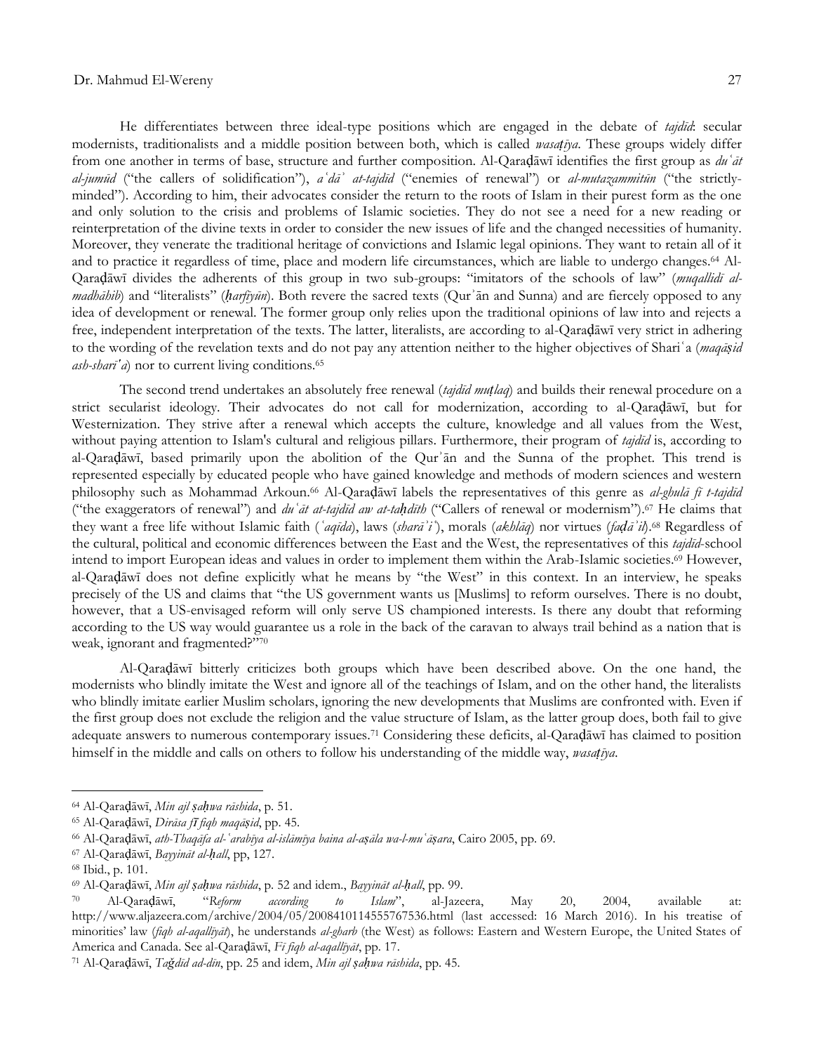He differentiates between three ideal-type positions which are engaged in the debate of *tajdīd*: secular modernists, traditionalists and a middle position between both, which is called *wasaṭīya*. These groups widely differ from one another in terms of base, structure and further composition. Al-Qaraḍāwī identifies the first group as *duʿāt al-jumūd* ("the callers of solidification"), *aʿdāʾ at-tajdīd* ("enemies of renewal") or *al-mutazammitūn* ("the strictly-minded"). According to him, their advocates consider the return to the roots of Islam in their purest form as the one and only solution to the crisis and problems of Islamic societies. They do not see a need for a new reading or reinterpretation of the divine texts in order to consider the new issues of life and the changed necessities of humanity. Moreover, they venerate the traditional heritage of convictions and Islamic legal opinions. They want to retain all of it and to practice it regardless of time, place and modern life circumstances, which are liable to undergo changes.[64] Al-Qaraḍāwī divides the adherents of this group in two sub-groups: "imitators of the schools of law" (*muqallidī al-madhāhib*) and "literalists" (*ḥarfiyūn*). Both revere the sacred texts (Qurʾān and Sunna) and are fiercely opposed to any idea of development or renewal. The former group only relies upon the traditional opinions of law into and rejects a free, independent interpretation of the texts. The latter, literalists, are according to al-Qaraḍāwī very strict in adhering to the wording of the revelation texts and do not pay any attention neither to the higher objectives of Shariʿa (*maqāṣid ash-sharīʿa*) nor to current living conditions.[65]

The second trend undertakes an absolutely free renewal (*tajdīd muṭlaq*) and builds their renewal procedure on a strict secularist ideology. Their advocates do not call for modernization, according to al-Qaraḍāwī, but for Westernization. They strive after a renewal which accepts the culture, knowledge and all values from the West, without paying attention to Islam's cultural and religious pillars. Furthermore, their program of *tajdīd* is, according to al-Qaraḍāwī, based primarily upon the abolition of the Qurʾān and the Sunna of the prophet. This trend is represented especially by educated people who have gained knowledge and methods of modern sciences and western philosophy such as Mohammad Arkoun.[66] Al-Qaraḍāwī labels the representatives of this genre as *al-ghulā fī t-tajdīd* ("the exaggerators of renewal") and *duʿāt at-tajdīd aw at-taḥdīth* ("Callers of renewal or modernism").[67] He claims that they want a free life without Islamic faith (*ʿaqīda*), laws (*sharāʾiʿ*), morals (*akhlāq*) nor virtues (*faḍāʾil*).[68] Regardless of the cultural, political and economic differences between the East and the West, the representatives of this *tajdīd*-school intend to import European ideas and values in order to implement them within the Arab-Islamic societies.[69] However, al-Qaraḍāwī does not define explicitly what he means by "the West" in this context. In an interview, he speaks precisely of the US and claims that "the US government wants us [Muslims] to reform ourselves. There is no doubt, however, that a US-envisaged reform will only serve US championed interests. Is there any doubt that reforming according to the US way would guarantee us a role in the back of the caravan to always trail behind as a nation that is weak, ignorant and fragmented?"[70]

Al-Qaraḍāwī bitterly criticizes both groups which have been described above. On the one hand, the modernists who blindly imitate the West and ignore all of the teachings of Islam, and on the other hand, the literalists who blindly imitate earlier Muslim scholars, ignoring the new developments that Muslims are confronted with. Even if the first group does not exclude the religion and the value structure of Islam, as the latter group does, both fail to give adequate answers to numerous contemporary issues.[71] Considering these deficits, al-Qaraḍāwī has claimed to position himself in the middle and calls on others to follow his understanding of the middle way, *wasaṭīya*.

---

[64] Al-Qaraḍāwī, *Min ajl ṣaḥwa rāshida*, p. 51.

[65] Al-Qaraḍāwī, *Dirāsa fī fiqh maqāṣid*, pp. 45.

[66] Al-Qaraḍāwī, *ath-Thaqāfa al-ʿarabīya al-islāmīya baina al-aṣāla wa-l-muʿāṣara*, Cairo 2005, pp. 69.

[67] Al-Qaraḍāwī, *Bayyināt al-ḥall*, pp, 127.

[68] Ibid., p. 101.

[69] Al-Qaraḍāwī, *Min ajl ṣaḥwa rāshida*, p. 52 and idem., *Bayyināt al-ḥall*, pp. 99.

[70] Al-Qaraḍāwī, "*Reform according to Islam*", al-Jazeera, May 20, 2004, available at: http://www.aljazeera.com/archive/2004/05/2008410114555767536.html (last accessed: 16 March 2016). In his treatise of minorities' law (*fiqh al-aqallīyāt*), he understands *al-gharb* (the West) as follows: Eastern and Western Europe, the United States of America and Canada. See al-Qaraḍāwī, *Fī fiqh al-aqallīyāt*, pp. 17.

[71] Al-Qaraḍāwī, *Taǧdīd ad-dīn*, pp. 25 and idem, *Min ajl ṣaḥwa rāshida*, pp. 45.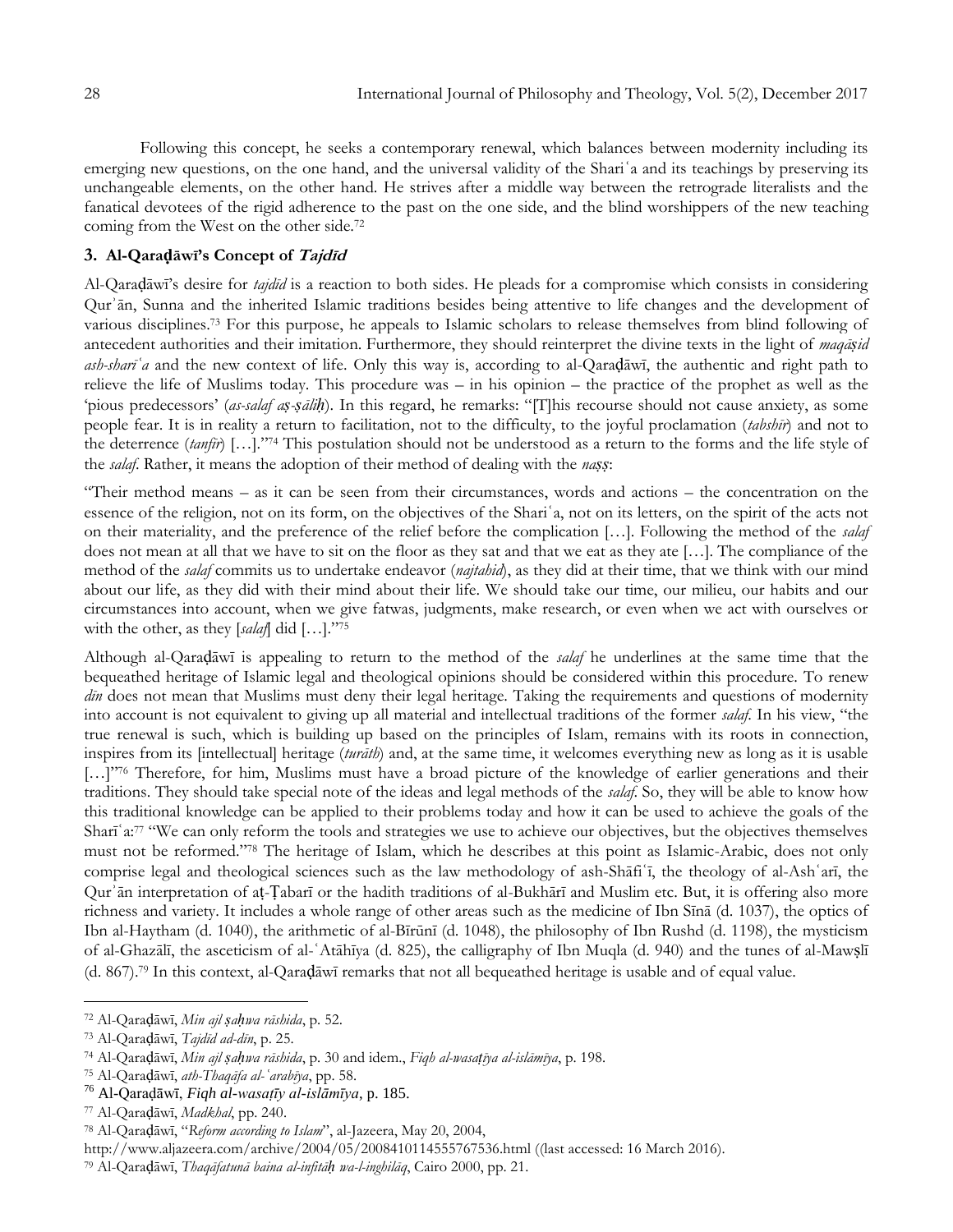Following this concept, he seeks a contemporary renewal, which balances between modernity including its emerging new questions, on the one hand, and the universal validity of the Shariʿa and its teachings by preserving its unchangeable elements, on the other hand. He strives after a middle way between the retrograde literalists and the fanatical devotees of the rigid adherence to the past on the one side, and the blind worshippers of the new teaching coming from the West on the other side.[72]

## 3. Al-Qaraḍāwī's Concept of *Tajdīd*

Al-Qaraḍāwī's desire for *tajdīd* is a reaction to both sides. He pleads for a compromise which consists in considering Qurʾān, Sunna and the inherited Islamic traditions besides being attentive to life changes and the development of various disciplines.[73] For this purpose, he appeals to Islamic scholars to release themselves from blind following of antecedent authorities and their imitation. Furthermore, they should reinterpret the divine texts in the light of *maqāṣid ash-sharīʿa* and the new context of life. Only this way is, according to al-Qaraḍāwī, the authentic and right path to relieve the life of Muslims today. This procedure was – in his opinion – the practice of the prophet as well as the 'pious predecessors' (*as-salaf aṣ-ṣāliḥ*). In this regard, he remarks: "[T]his recourse should not cause anxiety, as some people fear. It is in reality a return to facilitation, not to the difficulty, to the joyful proclamation (*tabshīr*) and not to the deterrence (*tanfīr*) […]."[74] This postulation should not be understood as a return to the forms and the life style of the *salaf*. Rather, it means the adoption of their method of dealing with the *naṣṣ*:

"Their method means – as it can be seen from their circumstances, words and actions – the concentration on the essence of the religion, not on its form, on the objectives of the Shariʿa, not on its letters, on the spirit of the acts not on their materiality, and the preference of the relief before the complication […]. Following the method of the *salaf* does not mean at all that we have to sit on the floor as they sat and that we eat as they ate […]. The compliance of the method of the *salaf* commits us to undertake endeavor (*najtahid*), as they did at their time, that we think with our mind about our life, as they did with their mind about their life. We should take our time, our milieu, our habits and our circumstances into account, when we give fatwas, judgments, make research, or even when we act with ourselves or with the other, as they [*salaf*] did […]."[75]

Although al-Qaraḍāwī is appealing to return to the method of the *salaf* he underlines at the same time that the bequeathed heritage of Islamic legal and theological opinions should be considered within this procedure. To renew *dīn* does not mean that Muslims must deny their legal heritage. Taking the requirements and questions of modernity into account is not equivalent to giving up all material and intellectual traditions of the former *salaf*. In his view, "the true renewal is such, which is building up based on the principles of Islam, remains with its roots in connection, inspires from its [intellectual] heritage (*turāth*) and, at the same time, it welcomes everything new as long as it is usable […]"[76] Therefore, for him, Muslims must have a broad picture of the knowledge of earlier generations and their traditions. They should take special note of the ideas and legal methods of the *salaf*. So, they will be able to know how this traditional knowledge can be applied to their problems today and how it can be used to achieve the goals of the Sharīʿa:[77] "We can only reform the tools and strategies we use to achieve our objectives, but the objectives themselves must not be reformed."[78] The heritage of Islam, which he describes at this point as Islamic-Arabic, does not only comprise legal and theological sciences such as the law methodology of ash-Shāfiʿī, the theology of al-Ashʿarī, the Qurʾān interpretation of aṭ-Ṭabarī or the hadith traditions of al-Bukhārī and Muslim etc. But, it is offering also more richness and variety. It includes a whole range of other areas such as the medicine of Ibn Sīnā (d. 1037), the optics of Ibn al-Haytham (d. 1040), the arithmetic of al-Bīrūnī (d. 1048), the philosophy of Ibn Rushd (d. 1198), the mysticism of al-Ghazālī, the asceticism of al-ʿAtāhīya (d. 825), the calligraphy of Ibn Muqla (d. 940) and the tunes of al-Mawṣlī (d. 867).[79] In this context, al-Qaraḍāwī remarks that not all bequeathed heritage is usable and of equal value.

---

[72] Al-Qaraḍāwī, *Min ajl ṣaḥwa rāshida*, p. 52.

[73] Al-Qaraḍāwī, *Tajdīd ad-dīn*, p. 25.

[74] Al-Qaraḍāwī, *Min ajl ṣaḥwa rāshida*, p. 30 and idem., *Fiqh al-wasaṭīya al-islāmīya*, p. 198.

[75] Al-Qaraḍāwī, *ath-Thaqāfa al-ʿarabīya*, pp. 58.

[76] Al-Qaraḍāwī, *Fiqh al-wasaṭīy al-islāmīya*, p. 185.

[77] Al-Qaraḍāwī, *Madkhal*, pp. 240.

[78] Al-Qaraḍāwī, "*Reform according to Islam*", al-Jazeera, May 20, 2004, http://www.aljazeera.com/archive/2004/05/2008410114555767536.html ((last accessed: 16 March 2016).

[79] Al-Qaraḍāwī, *Thaqāfatunā baina al-infitāḥ wa-l-inghilāq*, Cairo 2000, pp. 21.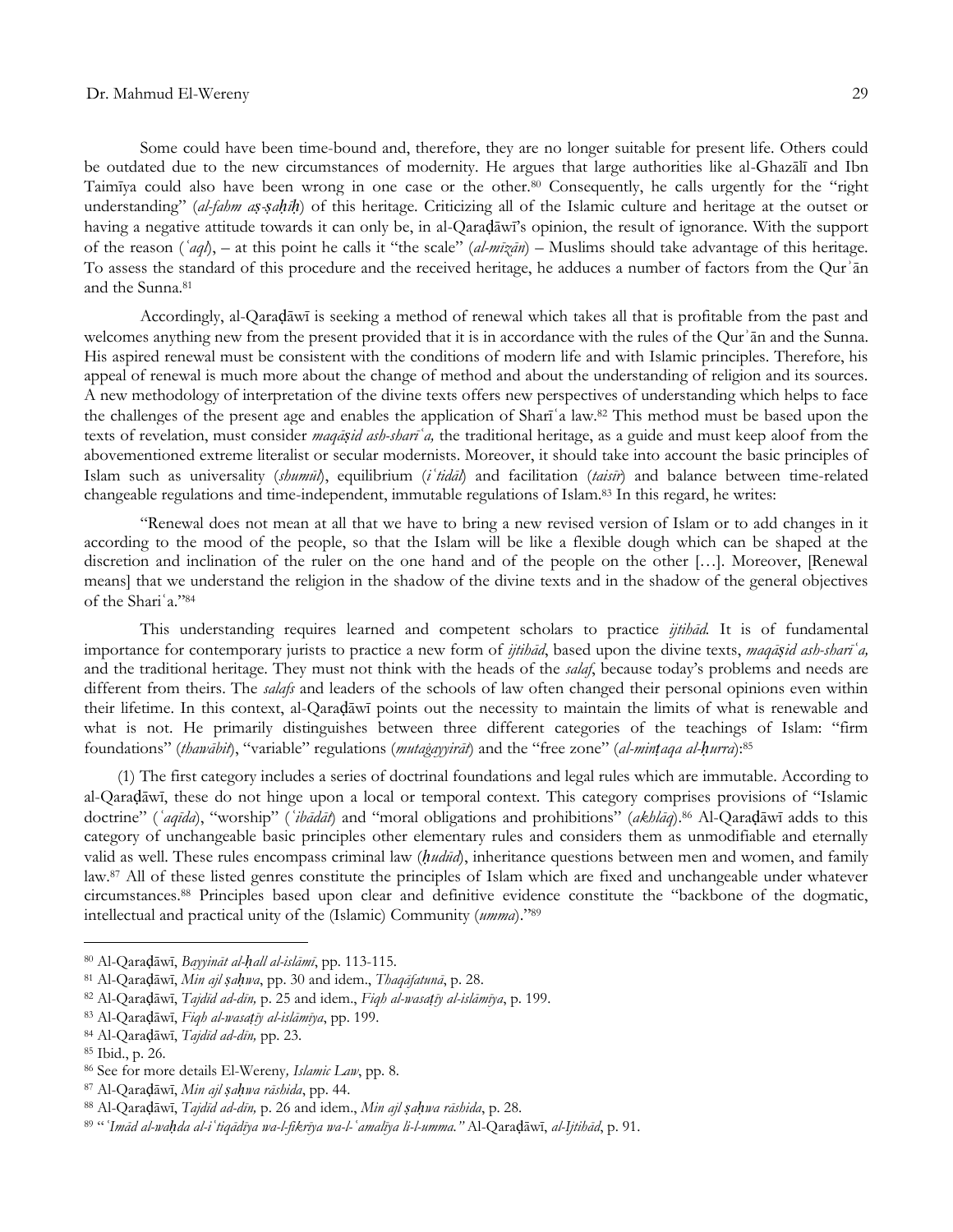Some could have been time-bound and, therefore, they are no longer suitable for present life. Others could be outdated due to the new circumstances of modernity. He argues that large authorities like al-Ghazālī and Ibn Taimīya could also have been wrong in one case or the other.[80] Consequently, he calls urgently for the "right understanding" (*al-fahm aṣ-ṣaḥīḥ*) of this heritage. Criticizing all of the Islamic culture and heritage at the outset or having a negative attitude towards it can only be, in al-Qaraḍāwī's opinion, the result of ignorance. With the support of the reason (*ʿaql*), – at this point he calls it "the scale" (*al-mīzān*) – Muslims should take advantage of this heritage. To assess the standard of this procedure and the received heritage, he adduces a number of factors from the Qurʾān and the Sunna.[81]

Accordingly, al-Qaraḍāwī is seeking a method of renewal which takes all that is profitable from the past and welcomes anything new from the present provided that it is in accordance with the rules of the Qurʾān and the Sunna. His aspired renewal must be consistent with the conditions of modern life and with Islamic principles. Therefore, his appeal of renewal is much more about the change of method and about the understanding of religion and its sources. A new methodology of interpretation of the divine texts offers new perspectives of understanding which helps to face the challenges of the present age and enables the application of Sharīʿa law.[82] This method must be based upon the texts of revelation, must consider *maqāṣid ash-sharīʿa,* the traditional heritage, as a guide and must keep aloof from the abovementioned extreme literalist or secular modernists. Moreover, it should take into account the basic principles of Islam such as universality (*shumūl*), equilibrium (*iʿtidāl*) and facilitation (*taisīr*) and balance between time-related changeable regulations and time-independent, immutable regulations of Islam.[83] In this regard, he writes:

"Renewal does not mean at all that we have to bring a new revised version of Islam or to add changes in it according to the mood of the people, so that the Islam will be like a flexible dough which can be shaped at the discretion and inclination of the ruler on the one hand and of the people on the other […]. Moreover, [Renewal means] that we understand the religion in the shadow of the divine texts and in the shadow of the general objectives of the Shariʿa."[84]

This understanding requires learned and competent scholars to practice *ijtihād.* It is of fundamental importance for contemporary jurists to practice a new form of *ijtihād*, based upon the divine texts, *maqāṣid ash-sharīʿa,* and the traditional heritage. They must not think with the heads of the *salaf*, because today's problems and needs are different from theirs. The *salafs* and leaders of the schools of law often changed their personal opinions even within their lifetime. In this context, al-Qaraḍāwī points out the necessity to maintain the limits of what is renewable and what is not. He primarily distinguishes between three different categories of the teachings of Islam: "firm foundations" (*thawābit*), "variable" regulations (*mutaġayyirāt*) and the "free zone" (*al-minṭaqa al-ḥurra*):[85]

(1) The first category includes a series of doctrinal foundations and legal rules which are immutable. According to al-Qaraḍāwī, these do not hinge upon a local or temporal context. This category comprises provisions of "Islamic doctrine" (*ʿaqīda*), "worship" (*ʿibādāt*) and "moral obligations and prohibitions" (*akhlāq*).[86] Al-Qaraḍāwī adds to this category of unchangeable basic principles other elementary rules and considers them as unmodifiable and eternally valid as well. These rules encompass criminal law (*ḥudūd*), inheritance questions between men and women, and family law.[87] All of these listed genres constitute the principles of Islam which are fixed and unchangeable under whatever circumstances.[88] Principles based upon clear and definitive evidence constitute the "backbone of the dogmatic, intellectual and practical unity of the (Islamic) Community (*umma*)."[89]

---

[80] Al-Qaraḍāwī, *Bayyināt al-ḥall al-islāmī*, pp. 113-115.

[81] Al-Qaraḍāwī, *Min ajl ṣaḥwa*, pp. 30 and idem., *Thaqāfatunā*, p. 28.

[82] Al-Qaraḍāwī, *Tajdīd ad-dīn,* p. 25 and idem., *Fiqh al-wasaṭīy al-islāmīya*, p. 199.

[83] Al-Qaraḍāwī, *Fiqh al-wasaṭīy al-islāmīya*, pp. 199.

[84] Al-Qaraḍāwī, *Tajdīd ad-dīn,* pp. 23.

[85] Ibid., p. 26.

[86] See for more details El-Wereny*, Islamic Law*, pp. 8.

[87] Al-Qaraḍāwī, *Min ajl ṣaḥwa rāshida*, pp. 44.

[88] Al-Qaraḍāwī, *Tajdīd ad-dīn,* p. 26 and idem., *Min ajl ṣaḥwa rāshida*, p. 28.

[89] "*ʿImād al-waḥda al-iʿtiqādīya wa-l-fikrīya wa-l-ʿamalīya li-l-umma."* Al-Qaraḍāwī, *al-Ijtihād*, p. 91.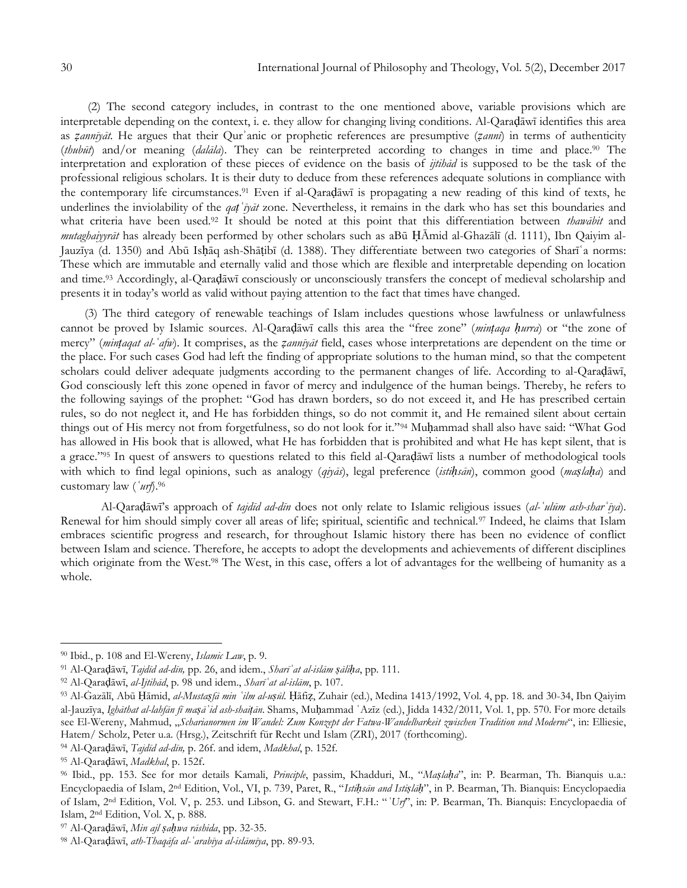(2) The second category includes, in contrast to the one mentioned above, variable provisions which are interpretable depending on the context, i. e. they allow for changing living conditions. Al-Qaraḍāwī identifies this area as *ẓannīyāt*. He argues that their Qurʾanic or prophetic references are presumptive (*ẓannī*) in terms of authenticity (*thubūt*) and/or meaning (*dalāla*). They can be reinterpreted according to changes in time and place.[90] The interpretation and exploration of these pieces of evidence on the basis of *ijtihād* is supposed to be the task of the professional religious scholars. It is their duty to deduce from these references adequate solutions in compliance with the contemporary life circumstances.[91] Even if al-Qaraḍāwī is propagating a new reading of this kind of texts, he underlines the inviolability of the *qaṭʿīyāt* zone. Nevertheless, it remains in the dark who has set this boundaries and what criteria have been used.[92] It should be noted at this point that this differentiation between *thawābit* and *mutaghaiyyrāt* has already been performed by other scholars such as aBū ḤĀmid al-Ghazālī (d. 1111), Ibn Qaiyim al-Jauzīya (d. 1350) and Abū Isḥāq ash-Shāṭibī (d. 1388). They differentiate between two categories of Sharīʿa norms: These which are immutable and eternally valid and those which are flexible and interpretable depending on location and time.[93] Accordingly, al-Qaraḍāwī consciously or unconsciously transfers the concept of medieval scholarship and presents it in today's world as valid without paying attention to the fact that times have changed.

(3) The third category of renewable teachings of Islam includes questions whose lawfulness or unlawfulness cannot be proved by Islamic sources. Al-Qaraḍāwī calls this area the "free zone" (*minṭaqa ḥurra*) or "the zone of mercy" (*minṭaqat al-ʿafw*). It comprises, as the *ẓannīyāt* field, cases whose interpretations are dependent on the time or the place. For such cases God had left the finding of appropriate solutions to the human mind, so that the competent scholars could deliver adequate judgments according to the permanent changes of life. According to al-Qaraḍāwī, God consciously left this zone opened in favor of mercy and indulgence of the human beings. Thereby, he refers to the following sayings of the prophet: "God has drawn borders, so do not exceed it, and He has prescribed certain rules, so do not neglect it, and He has forbidden things, so do not commit it, and He remained silent about certain things out of His mercy not from forgetfulness, so do not look for it."[94] Muḥammad shall also have said: "What God has allowed in His book that is allowed, what He has forbidden that is prohibited and what He has kept silent, that is a grace."[95] In quest of answers to questions related to this field al-Qaraḍāwī lists a number of methodological tools with which to find legal opinions, such as analogy (*qiyās*), legal preference (*istiḥsān*), common good (*maṣlaḥa*) and customary law (*ʿurf*).[96]

Al-Qaraḍāwī's approach of *tajdīd ad-dīn* does not only relate to Islamic religious issues (*al-ʿulūm ash-sharʿīya*). Renewal for him should simply cover all areas of life; spiritual, scientific and technical.[97] Indeed, he claims that Islam embraces scientific progress and research, for throughout Islamic history there has been no evidence of conflict between Islam and science. Therefore, he accepts to adopt the developments and achievements of different disciplines which originate from the West.[98] The West, in this case, offers a lot of advantages for the wellbeing of humanity as a whole.

---

[90] Ibid., p. 108 and El-Wereny, *Islamic Law*, p. 9.

[91] Al-Qaraḍāwī, *Tajdīd ad-dīn,* pp. 26, and idem., *Sharīʿat al-islām ṣāliḥa*, pp. 111.

[92] Al-Qaraḍāwī, *al-Ijtihād*, p. 98 und idem., *Sharīʿat al-islām*, p. 107.

[93] Al-Ġazālī, Abū Ḥāmid, *al-Mustaṣfā min ʿilm al-uṣūl.* Ḥāfiẓ, Zuhair (ed.), Medina 1413/1992, Vol. 4, pp. 18. and 30-34, Ibn Qaiyim al-Jauzīya, *Ighāthat al-lahfān fī maṣāʾid ash-shaiṭān*. Shams, Muḥammad ʿAzīz (ed.), Jidda 1432/2011, Vol. 1, pp. 570. For more details see El-Wereny, Mahmud, „*Scharianormen im Wandel: Zum Konzept der Fatwa-Wandelbarkeit zwischen Tradition und Moderne*", in: Elliesie, Hatem/ Scholz, Peter u.a. (Hrsg.), Zeitschrift für Recht und Islam (ZRI), 2017 (forthcoming).

[94] Al-Qaraḍāwī, *Tajdīd ad-dīn,* p. 26f. and idem, *Madkhal*, p. 152f.

[95] Al-Qaraḍāwī, *Madkhal*, p. 152f.

[96] Ibid., pp. 153. See for mor details Kamali, *Principle*, passim, Khadduri, M., "*Maṣlaḥa*", in: P. Bearman, Th. Bianquis u.a.: Encyclopaedia of Islam, 2nd Edition, Vol., VI, p. 739, Paret, R., "*Istiḥsān and Istiṣlāḥ*", in P. Bearman, Th. Bianquis: Encyclopaedia of Islam, 2nd Edition, Vol. V, p. 253. und Libson, G. and Stewart, F.H.: "*ʿUrf*", in: P. Bearman, Th. Bianquis: Encyclopaedia of Islam, 2nd Edition, Vol. X, p. 888.

[97] Al-Qaraḍāwī, *Min ajl ṣaḥwa rāshida*, pp. 32-35.

[98] Al-Qaraḍāwī, *ath-Thaqāfa al-ʿarabīya al-islāmīya*, pp. 89-93.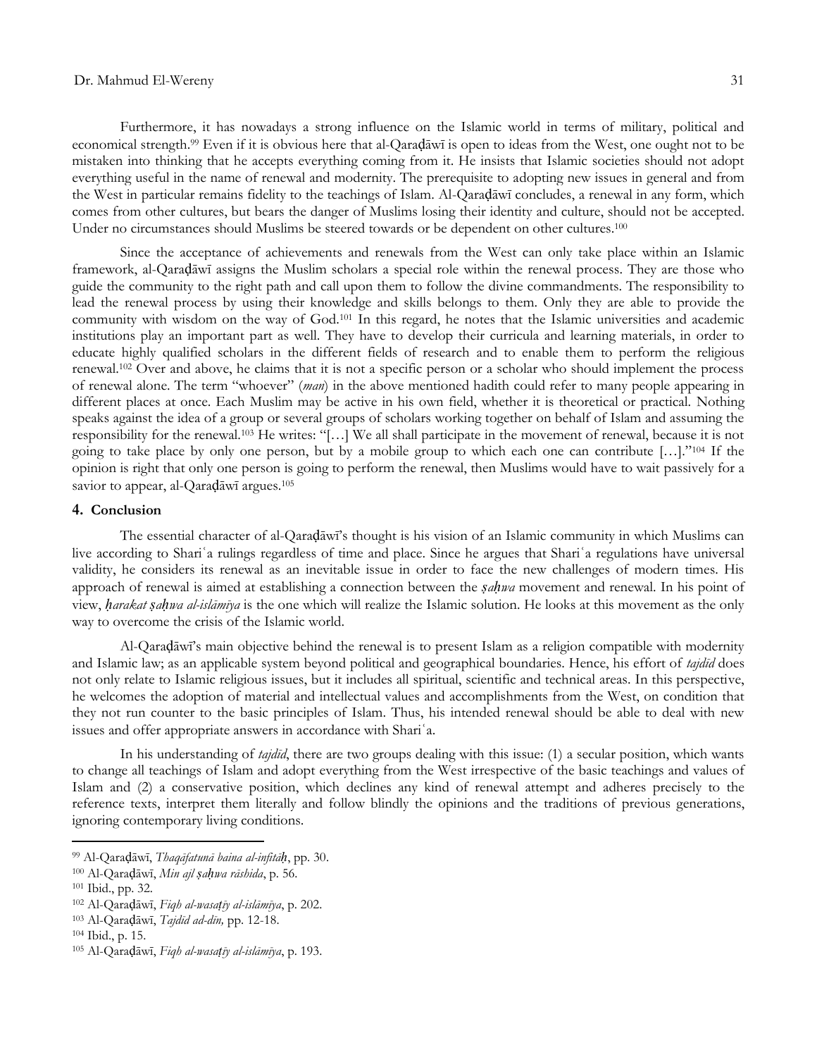Furthermore, it has nowadays a strong influence on the Islamic world in terms of military, political and economical strength.[99] Even if it is obvious here that al-Qaraḍāwī is open to ideas from the West, one ought not to be mistaken into thinking that he accepts everything coming from it. He insists that Islamic societies should not adopt everything useful in the name of renewal and modernity. The prerequisite to adopting new issues in general and from the West in particular remains fidelity to the teachings of Islam. Al-Qaraḍāwī concludes, a renewal in any form, which comes from other cultures, but bears the danger of Muslims losing their identity and culture, should not be accepted. Under no circumstances should Muslims be steered towards or be dependent on other cultures.[100]

Since the acceptance of achievements and renewals from the West can only take place within an Islamic framework, al-Qaraḍāwī assigns the Muslim scholars a special role within the renewal process. They are those who guide the community to the right path and call upon them to follow the divine commandments. The responsibility to lead the renewal process by using their knowledge and skills belongs to them. Only they are able to provide the community with wisdom on the way of God.[101] In this regard, he notes that the Islamic universities and academic institutions play an important part as well. They have to develop their curricula and learning materials, in order to educate highly qualified scholars in the different fields of research and to enable them to perform the religious renewal.[102] Over and above, he claims that it is not a specific person or a scholar who should implement the process of renewal alone. The term "whoever" (*man*) in the above mentioned hadith could refer to many people appearing in different places at once. Each Muslim may be active in his own field, whether it is theoretical or practical. Nothing speaks against the idea of a group or several groups of scholars working together on behalf of Islam and assuming the responsibility for the renewal.[103] He writes: "[…] We all shall participate in the movement of renewal, because it is not going to take place by only one person, but by a mobile group to which each one can contribute […]."[104] If the opinion is right that only one person is going to perform the renewal, then Muslims would have to wait passively for a savior to appear, al-Qaraḍāwī argues.[105]

## 4. Conclusion

The essential character of al-Qaraḍāwī's thought is his vision of an Islamic community in which Muslims can live according to Shariʿa rulings regardless of time and place. Since he argues that Shariʿa regulations have universal validity, he considers its renewal as an inevitable issue in order to face the new challenges of modern times. His approach of renewal is aimed at establishing a connection between the *ṣaḥwa* movement and renewal. In his point of view, *ḥarakat ṣaḥwa al-islāmīya* is the one which will realize the Islamic solution. He looks at this movement as the only way to overcome the crisis of the Islamic world.

Al-Qaraḍāwī's main objective behind the renewal is to present Islam as a religion compatible with modernity and Islamic law; as an applicable system beyond political and geographical boundaries. Hence, his effort of *tajdīd* does not only relate to Islamic religious issues, but it includes all spiritual, scientific and technical areas. In this perspective, he welcomes the adoption of material and intellectual values and accomplishments from the West, on condition that they not run counter to the basic principles of Islam. Thus, his intended renewal should be able to deal with new issues and offer appropriate answers in accordance with Shariʿa.

In his understanding of *tajdīd*, there are two groups dealing with this issue: (1) a secular position, which wants to change all teachings of Islam and adopt everything from the West irrespective of the basic teachings and values of Islam and (2) a conservative position, which declines any kind of renewal attempt and adheres precisely to the reference texts, interpret them literally and follow blindly the opinions and the traditions of previous generations, ignoring contemporary living conditions.

---

[99] Al-Qaraḍāwī, *Thaqāfatunā baina al-infitāḥ*, pp. 30.
[100] Al-Qaraḍāwī, *Min ajl ṣaḥwa rāshida*, p. 56.
[101] Ibid., pp. 32.
[102] Al-Qaraḍāwī, *Fiqh al-wasaṭīy al-islāmīya*, p. 202.
[103] Al-Qaraḍāwī, *Tajdīd ad-dīn,* pp. 12-18.
[104] Ibid., p. 15.
[105] Al-Qaraḍāwī, *Fiqh al-wasaṭīy al-islāmīya*, p. 193.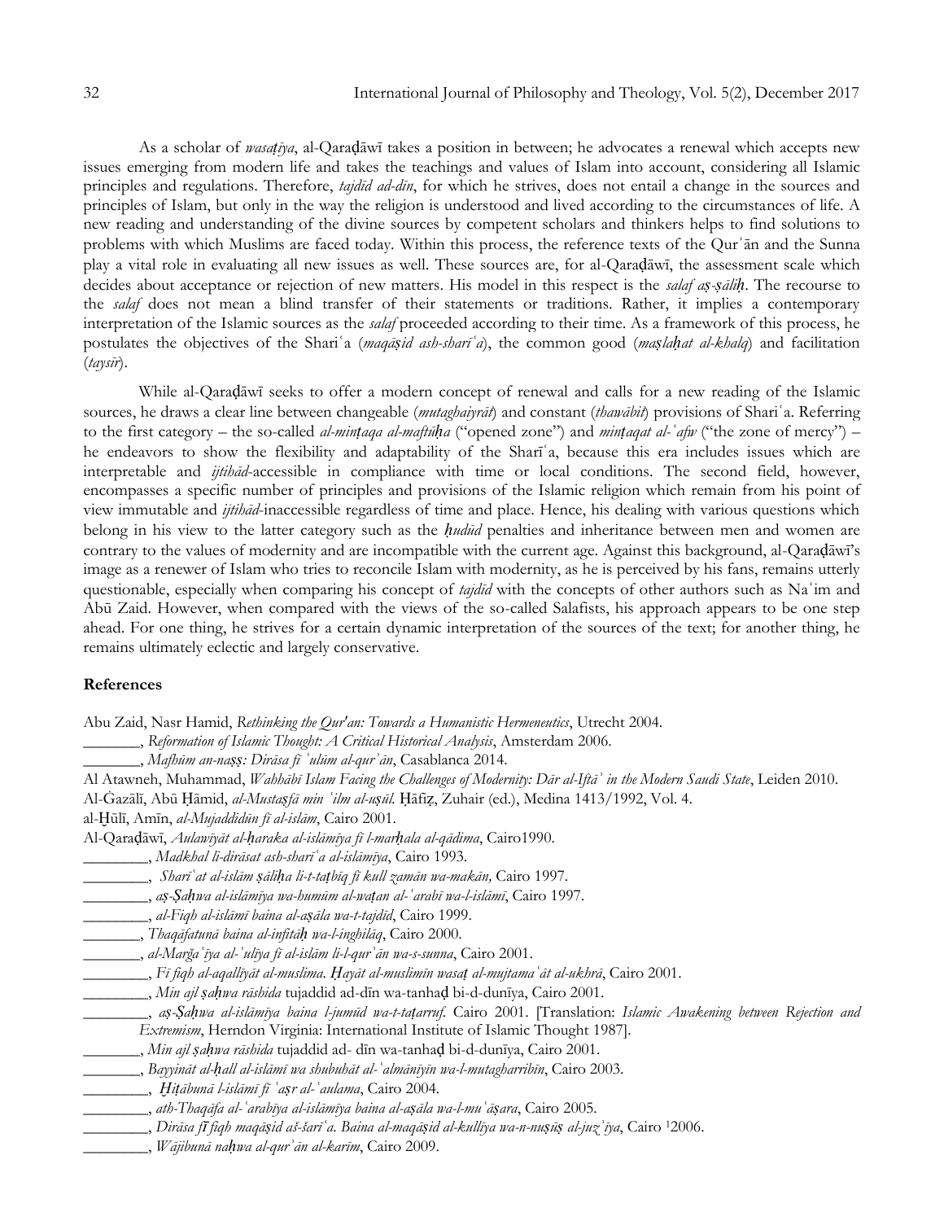As a scholar of *wasaṭīya*, al-Qaraḍāwī takes a position in between; he advocates a renewal which accepts new issues emerging from modern life and takes the teachings and values of Islam into account, considering all Islamic principles and regulations. Therefore, *tajdīd ad-dīn*, for which he strives, does not entail a change in the sources and principles of Islam, but only in the way the religion is understood and lived according to the circumstances of life. A new reading and understanding of the divine sources by competent scholars and thinkers helps to find solutions to problems with which Muslims are faced today. Within this process, the reference texts of the Qurʾān and the Sunna play a vital role in evaluating all new issues as well. These sources are, for al-Qaraḍāwī, the assessment scale which decides about acceptance or rejection of new matters. His model in this respect is the *salaf aṣ-ṣāliḥ*. The recourse to the *salaf* does not mean a blind transfer of their statements or traditions. Rather, it implies a contemporary interpretation of the Islamic sources as the *salaf* proceeded according to their time. As a framework of this process, he postulates the objectives of the Shariʿa (*maqāṣid ash-sharīʿa*), the common good (*maṣlaḥat al-khalq*) and facilitation (*taysīr*).

While al-Qaraḍāwī seeks to offer a modern concept of renewal and calls for a new reading of the Islamic sources, he draws a clear line between changeable (*mutaghaiyrāt*) and constant (*thawābit*) provisions of Shariʿa. Referring to the first category – the so-called *al-minṭaqa al-maftūḥa* ("opened zone") and *minṭaqat al-ʿafw* ("the zone of mercy") – he endeavors to show the flexibility and adaptability of the Sharīʿa, because this era includes issues which are interpretable and *ijtihād*-accessible in compliance with time or local conditions. The second field, however, encompasses a specific number of principles and provisions of the Islamic religion which remain from his point of view immutable and *ijtihād*-inaccessible regardless of time and place. Hence, his dealing with various questions which belong in his view to the latter category such as the *ḥudūd* penalties and inheritance between men and women are contrary to the values of modernity and are incompatible with the current age. Against this background, al-Qaraḍāwī's image as a renewer of Islam who tries to reconcile Islam with modernity, as he is perceived by his fans, remains utterly questionable, especially when comparing his concept of *tajdīd* with the concepts of other authors such as Naʿim and Abū Zaid. However, when compared with the views of the so-called Salafists, his approach appears to be one step ahead. For one thing, he strives for a certain dynamic interpretation of the sources of the text; for another thing, he remains ultimately eclectic and largely conservative.

**References**

Abu Zaid, Nasr Hamid, *Rethinking the Qur'an: Towards a Humanistic Hermeneutics*, Utrecht 2004.

_______, *Reformation of Islamic Thought: A Critical Historical Analysis*, Amsterdam 2006.

_______, *Mafhūm an-naṣṣ: Dirāsa fī ʿulūm al-qurʾān*, Casablanca 2014.

Al Atawneh, Muhammad, *Wahhābī Islam Facing the Challenges of Modernity: Dār al-Iftāʾ in the Modern Saudi State*, Leiden 2010.

Al-Ġazālī, Abū Ḥāmid, *al-Mustaṣfā min ʿilm al-uṣūl*. Ḥāfiẓ, Zuhair (ed.), Medina 1413/1992, Vol. 4.

al-Ḫūlī, Amīn, *al-Mujaddidūn fī al-islām*, Cairo 2001.

Al-Qaraḍāwī, *Aulawīyāt al-ḥaraka al-islāmīya fī l-marḥala al-qādima*, Cairo1990.

________, *Madkhal li-dirāsat ash-sharīʿa al-islāmīya*, Cairo 1993.

________, *Sharīʿat al-islām ṣāliḥa li-t-taṭbīq fī kull zamān wa-makān,* Cairo 1997.

________, *aṣ-Ṣaḥwa al-islāmīya wa-humūm al-waṭan al-ʿarabī wa-l-islāmī*, Cairo 1997.

________, *al-Fiqh al-islāmī baina al-aṣāla wa-t-tajdīd*, Cairo 1999.

________, *Thaqāfatunā baina al-infitāḥ wa-l-inghilāq*, Cairo 2000.

________, *al-Marǧaʿīya al-ʿulīya fī al-islām li-l-qurʾān wa-s-sunna*, Cairo 2001.

________, *Fī fiqh al-aqallīyāt al-muslima. Ḥayāt al-muslimīn wasaṭ al-mujtamaʿāt al-ukhrā*, Cairo 2001.

________, *Min ajl ṣaḥwa rāshida* tujaddid ad-dīn wa-tanhaḍ bi-d-dunīya, Cairo 2001.

________, *aṣ-Ṣaḥwa al-islāmīya baina l-jumūd wa-t-taṭarruf*. Cairo 2001. [Translation: *Islamic Awakening between Rejection and Extremism*, Herndon Virginia: International Institute of Islamic Thought 1987].

________, *Min ajl ṣaḥwa rāshida* tujaddid ad- dīn wa-tanhaḍ bi-d-dunīya, Cairo 2001.

________, *Bayyināt al-ḥall al-islāmī wa shubuhāt al-ʿalmānīyīn wa-l-mutagharribīn*, Cairo 2003.

________, *Ḫiṭābunā l-islāmī fī ʿaṣr al-ʿaulama*, Cairo 2004.

________, *ath-Thaqāfa al-ʿarabīya al-islāmīya baina al-aṣāla wa-l-muʿāṣara*, Cairo 2005.

________, *Dirāsa fī fiqh maqāṣid aš-šarīʿa. Baina al-maqāṣid al-kullīya wa-n-nuṣūṣ al-juzʾīya*, Cairo [1]2006.

________, *Wājibunā naḥwa al-qurʾān al-karīm*, Cairo 2009.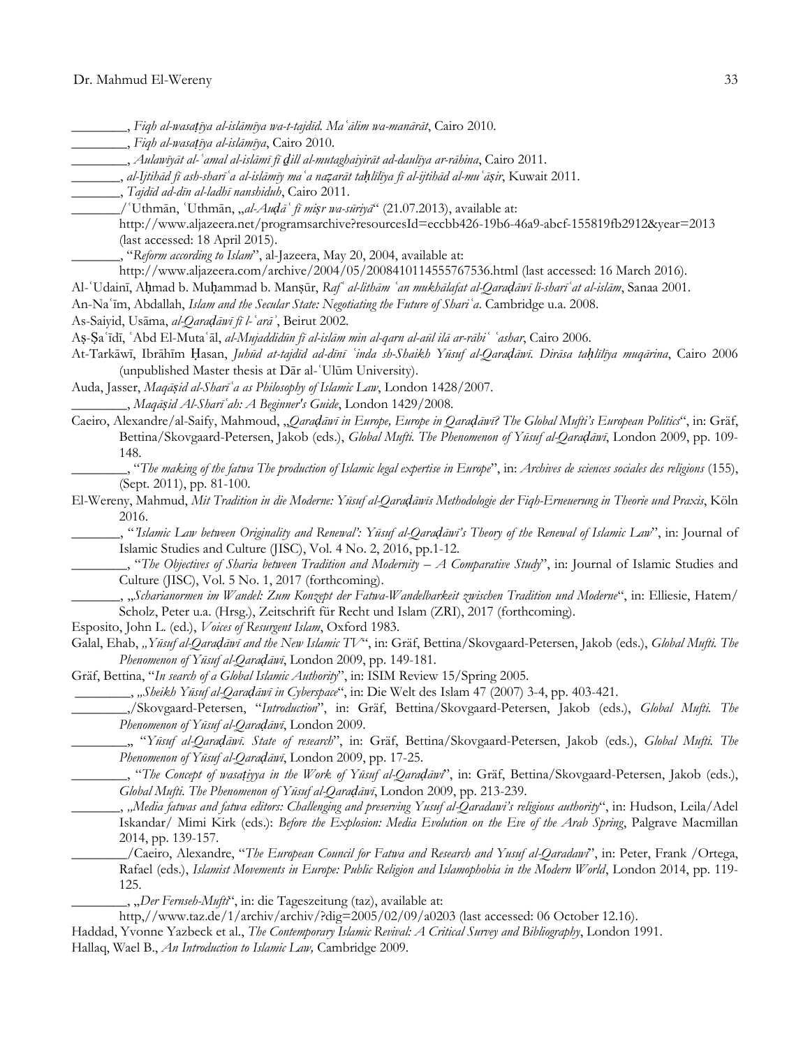________, *Fiqh al-wasaṭīya al-islāmīya wa-t-tajdīd. Maʿālim wa-manārāt*, Cairo 2010.

________, *Fiqh al-wasaṭīya al-islāmīya*, Cairo 2010.

________, *Aulawīyāt al-ʿamal al-islāmī fī ḏill al-mutaghaiyirāt ad-daulīya ar-rāhina*, Cairo 2011.

_______, *al-Ijtihād fī ash-sharīʿa al-islāmīy maʿa naẓarāt taḥlīlīya fī al-ijtihād al-muʿāṣir*, Kuwait 2011.

_______, *Tajdīd ad-dīn al-ladhī nanshiduh*, Cairo 2011.

_______/ʿUthmān, ʿUthmān, „*al-Auḍāʿ fī miṣr wa-sūriyā*" (21.07.2013), available at: http://www.aljazeera.net/programsarchive?resourcesId=eccbb426-19b6-46a9-abcf-155819fb2912&year=2013 (last accessed: 18 April 2015).

_______, "*Reform according to Islam*", al-Jazeera, May 20, 2004, available at: http://www.aljazeera.com/archive/2004/05/2008410114555767536.html (last accessed: 16 March 2016).

Al-ʿUdainī, Aḥmad b. Muḥammad b. Manṣūr, *Rafʿ al-lithām ʿan mukhālafat al-Qaraḍāwī li-sharīʿat al-islām*, Sanaa 2001.

An-Naʿīm, Abdallah, *Islam and the Secular State: Negotiating the Future of Sharīʿa*. Cambridge u.a. 2008.

As-Saiyid, Usāma, *al-Qaraḍāwī fī l-ʿarāʾ*, Beirut 2002.

Aṣ-Ṣaʿīdī, ʿAbd El-Mutaʿāl, *al-Mujaddidūn fī al-islām min al-qarn al-aūl ilā ar-rābiʿ ʿashar*, Cairo 2006.

At-Tarkāwī, Ibrāhīm Ḥasan, *Juhūd at-tajdīd ad-dīnī ʿinda sh-Shaikh Yūsuf al-Qaraḍāwī. Dirāsa taḥlīlīya muqārina*, Cairo 2006 (unpublished Master thesis at Dār al-ʿUlūm University).

Auda, Jasser, *Maqāṣid al-Sharīʿa as Philosophy of Islamic Law*, London 1428/2007.

________, *Maqāṣid Al-Sharīʿah: A Beginner's Guide*, London 1429/2008.

Caeiro, Alexandre/al-Saify, Mahmoud, „*Qaraḍāwī in Europe, Europe in Qaraḍāwī? The Global Mufti's European Politics*", in: Gräf, Bettina/Skovgaard-Petersen, Jakob (eds.), *Global Mufti. The Phenomenon of Yūsuf al-Qaraḍāwī*, London 2009, pp. 109-148.

________, "*The making of the fatwa The production of Islamic legal expertise in Europe*", in: *Archives de sciences sociales des religions* (155), (Sept. 2011), pp. 81-100.

El-Wereny, Mahmud, *Mit Tradition in die Moderne: Yūsuf al-Qaraḍāwīs Methodologie der Fiqh-Erneuerung in Theorie und Praxis*, Köln 2016.

_______, "*'Islamic Law between Originality and Renewal': Yūsuf al-Qaraḍāwī's Theory of the Renewal of Islamic Law*", in: Journal of Islamic Studies and Culture (JISC), Vol. 4 No. 2, 2016, pp.1-12.

________, "*The Objectives of Sharia between Tradition and Modernity – A Comparative Study*", in: Journal of Islamic Studies and Culture (JISC), Vol. 5 No. 1, 2017 (forthcoming).

_______, „*Scharianormen im Wandel: Zum Konzept der Fatwa-Wandelbarkeit zwischen Tradition und Moderne*", in: Elliesie, Hatem/ Scholz, Peter u.a. (Hrsg.), Zeitschrift für Recht und Islam (ZRI), 2017 (forthcoming).

Esposito, John L. (ed.), *Voices of Resurgent Islam*, Oxford 1983.

Galal, Ehab, *„Yūsuf al-Qaraḍāwī and the New Islamic TV*", in: Gräf, Bettina/Skovgaard-Petersen, Jakob (eds.), *Global Mufti. The Phenomenon of Yūsuf al-Qaraḍāwī*, London 2009, pp. 149-181.

Gräf, Bettina, "*In search of a Global Islamic Authority*", in: ISIM Review 15/Spring 2005.

________, „*Sheikh Yūsuf al-Qaraḍāwī in Cyberspace*", in: Die Welt des Islam 47 (2007) 3-4, pp. 403-421.

________,/Skovgaard-Petersen, "*Introduction*", in: Gräf, Bettina/Skovgaard-Petersen, Jakob (eds.), *Global Mufti. The Phenomenon of Yūsuf al-Qaraḍāwī*, London 2009.

________„ "*Yūsuf al-Qaraḍāwī. State of research*", in: Gräf, Bettina/Skovgaard-Petersen, Jakob (eds.), *Global Mufti. The Phenomenon of Yūsuf al-Qaraḍāwī*, London 2009, pp. 17-25.

________, "*The Concept of wasaṭiyya in the Work of Yūsuf al-Qaraḍāwī*", in: Gräf, Bettina/Skovgaard-Petersen, Jakob (eds.), *Global Mufti. The Phenomenon of Yūsuf al-Qaraḍāwī*, London 2009, pp. 213-239.

_______, „*Media fatwas and fatwa editors: Challenging and preserving Yusuf al-Qaradawi's religious authority*", in: Hudson, Leila/Adel Iskandar/ Mimi Kirk (eds.): *Before the Explosion: Media Evolution on the Eve of the Arab Spring*, Palgrave Macmillan 2014, pp. 139-157.

________/Caeiro, Alexandre, "*The European Council for Fatwa and Research and Yusuf al-Qaradawi*", in: Peter, Frank /Ortega, Rafael (eds.), *Islamist Movements in Europe: Public Religion and Islamophobia in the Modern World*, London 2014, pp. 119-125.

________, „*Der Fernseh-Mufti*", in: die Tageszeitung (taz), available at: http,//www.taz.de/1/archiv/archiv/?dig=2005/02/09/a0203 (last accessed: 06 October 12.16).

Haddad, Yvonne Yazbeck et al., *The Contemporary Islamic Revival: A Critical Survey and Bibliography*, London 1991.

Hallaq, Wael B., *An Introduction to Islamic Law,* Cambridge 2009.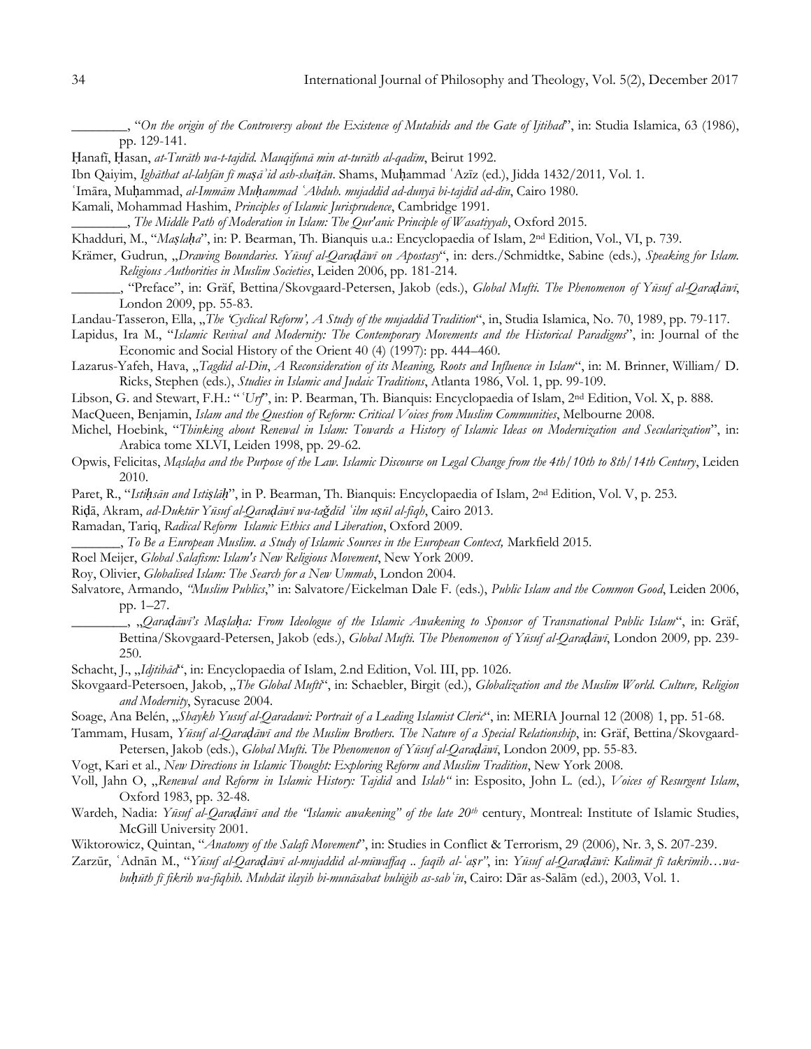________, "*On the origin of the Controversy about the Existence of Mutahids and the Gate of Ijtihad*", in: Studia Islamica, 63 (1986), pp. 129-141.

Ḥanafī, Ḥasan, *at-Turāth wa-t-tajdīd. Mauqifunā min at-turāth al-qadīm*, Beirut 1992.

Ibn Qaiyim, *Ighāthat al-lahfān fī maṣāʾid ash-shaiṭān*. Shams, Muḥammad ʿAzīz (ed.), Jidda 1432/2011, Vol. 1.

ʿImāra, Muḥammad, *al-Immām Muḥammad ʿAbduh. mujaddid ad-dunyā bi-tajdīd ad-dīn*, Cairo 1980.

Kamali, Mohammad Hashim, *Principles of Islamic Jurisprudence*, Cambridge 1991.

________, *The Middle Path of Moderation in Islam: The Qur'anic Principle of Wasatiyyah*, Oxford 2015.

Khadduri, M., "*Maṣlaḥa*", in: P. Bearman, Th. Bianquis u.a.: Encyclopaedia of Islam, 2nd Edition, Vol., VI, p. 739.

Krämer, Gudrun, „*Drawing Boundaries. Yūsuf al-Qaraḍāwī on Apostasy*", in: ders./Schmidtke, Sabine (eds.), *Speaking for Islam. Religious Authorities in Muslim Societies*, Leiden 2006, pp. 181-214.

_______, "Preface", in: Gräf, Bettina/Skovgaard-Petersen, Jakob (eds.), *Global Mufti. The Phenomenon of Yūsuf al-Qaraḍāwī*, London 2009, pp. 55-83.

Landau-Tasseron, Ella, „*The 'Cyclical Reform', A Study of the mujaddid Tradition*", in, Studia Islamica, No. 70, 1989, pp. 79-117.

Lapidus, Ira M., "*Islamic Revival and Modernity: The Contemporary Movements and the Historical Paradigms*", in: Journal of the Economic and Social History of the Orient 40 (4) (1997): pp. 444–460.

Lazarus-Yafeh, Hava, „*Tagdid al-Din, A Reconsideration of its Meaning, Roots and Influence in Islam*", in: M. Brinner, William/ D. Ricks, Stephen (eds.), *Studies in Islamic and Judaic Traditions*, Atlanta 1986, Vol. 1, pp. 99-109.

Libson, G. and Stewart, F.H.: "*ʿUrf*", in: P. Bearman, Th. Bianquis: Encyclopaedia of Islam, 2nd Edition, Vol. X, p. 888.

MacQueen, Benjamin, *Islam and the Question of Reform: Critical Voices from Muslim Communities*, Melbourne 2008.

Michel, Hoebink, "*Thinking about Renewal in Islam: Towards a History of Islamic Ideas on Modernization and Secularization*", in: Arabica tome XLVI, Leiden 1998, pp. 29-62.

Opwis, Felicitas, *Maṣlaḥa and the Purpose of the Law. Islamic Discourse on Legal Change from the 4th/10th to 8th/14th Century*, Leiden 2010.

Paret, R., "*Istiḥsān and Istiṣlāḥ*", in P. Bearman, Th. Bianquis: Encyclopaedia of Islam, 2nd Edition, Vol. V, p. 253.

Riḍā, Akram, *ad-Duktūr Yūsuf al-Qaraḍāwī wa-taǧdīd ʿilm uṣūl al-fiqh*, Cairo 2013.

Ramadan, Tariq, *Radical Reform Islamic Ethics and Liberation*, Oxford 2009.

_______, *To Be a European Muslim. a Study of Islamic Sources in the European Context,* Markfield 2015.

Roel Meijer, *Global Salafism: Islam's New Religious Movement*, New York 2009.

Roy, Olivier, *Globalised Islam: The Search for a New Ummah*, London 2004.

Salvatore, Armando, *"Muslim Publics*," in: Salvatore/Eickelman Dale F. (eds.), *Public Islam and the Common Good*, Leiden 2006, pp. 1–27.

________, „*Qaraḍāwī's Maṣlaḥa: From Ideologue of the Islamic Awakening to Sponsor of Transnational Public Islam*", in: Gräf, Bettina/Skovgaard-Petersen, Jakob (eds.), *Global Mufti. The Phenomenon of Yūsuf al-Qaraḍāwī*, London 2009*,* pp. 239-250.

Schacht, J., „*Idjtihād*", in: Encyclopaedia of Islam, 2.nd Edition, Vol. III, pp. 1026.

Skovgaard-Petersoen, Jakob, „*The Global Mufti*", in: Schaebler, Birgit (ed.), *Globalization and the Muslim World. Culture, Religion and Modernity*, Syracuse 2004.

Soage, Ana Belén, „*Shaykh Yusuf al-Qaradawi: Portrait of a Leading Islamist Cleric*", in: MERIA Journal 12 (2008) 1, pp. 51-68.

Tammam, Husam, *Yūsuf al-Qaraḍāwī and the Muslim Brothers. The Nature of a Special Relationship*, in: Gräf, Bettina/Skovgaard-Petersen, Jakob (eds.), *Global Mufti. The Phenomenon of Yūsuf al-Qaraḍāwī*, London 2009, pp. 55-83.

Vogt, Kari et al., *New Directions in Islamic Thought: Exploring Reform and Muslim Tradition*, New York 2008.

Voll, Jahn O, „*Renewal and Reform in Islamic History: Tajdid* and *Islah"* in: Esposito, John L. (ed.), *Voices of Resurgent Islam*, Oxford 1983, pp. 32-48.

Wardeh, Nadia: *Yūsuf al-Qaraḍāwī and the "Islamic awakening" of the late 20th* century, Montreal: Institute of Islamic Studies, McGill University 2001.

Wiktorowicz, Quintan, "*Anatomy of the Salafi Movement*", in: Studies in Conflict & Terrorism, 29 (2006), Nr. 3, S. 207-239.

Zarzūr, ʿAdnān M., "*Yūsuf al-Qaraḍāwī al-mujaddid al-mūwaffaq .. faqīh al-ʿaṣr"*, in: *Yūsuf al-Qaraḍāwī: Kalimāt fī takrīmih…wa-buḥūth fī fikrih wa-fiqhih. Muhdāt ilayih bi-munāsabat bulūġih as-sabʿīn*, Cairo: Dār as-Salām (ed.), 2003, Vol. 1.